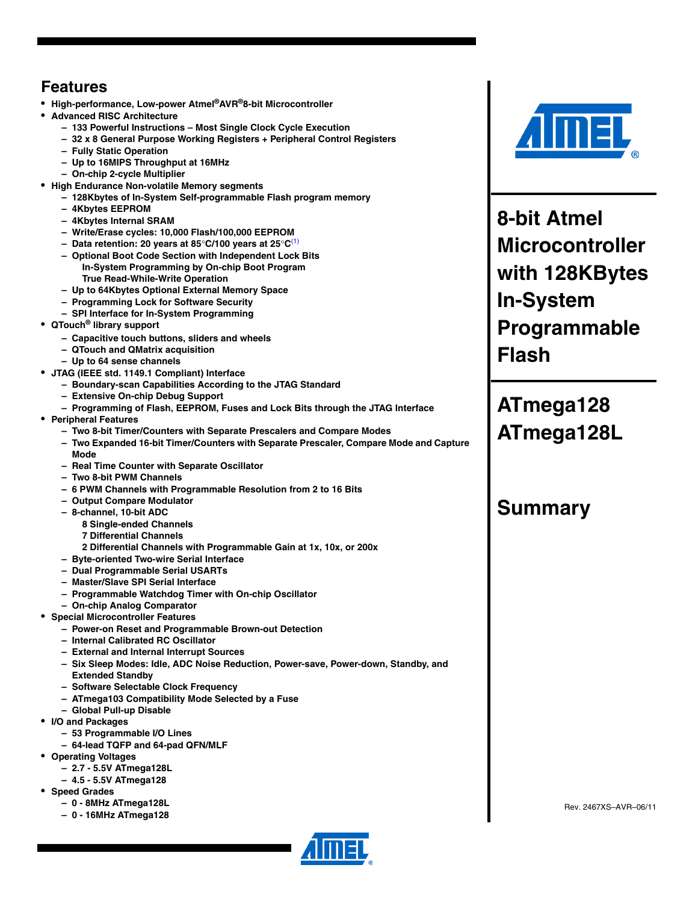# Features

- High-performance, Low-power Atmel®AVR®8-bit Microcontroller
- Advanced RISC Architecture
  - 133 Powerful Instructions – Most Single Clock Cycle Execution
  - 32 x 8 General Purpose Working Registers + Peripheral Control Registers
  - Fully Static Operation
  - Up to 16MIPS Throughput at 16MHz
  - On-chip 2-cycle Multiplier
- High Endurance Non-volatile Memory segments
  - 128Kbytes of In-System Self-programmable Flash program memory
  - 4Kbytes EEPROM
  - 4Kbytes Internal SRAM
  - Write/Erase cycles: 10,000 Flash/100,000 EEPROM
  - Data retention: 20 years at 85°C/100 years at 25°C[(1)]
  - Optional Boot Code Section with Independent Lock Bits
    In-System Programming by On-chip Boot Program
    True Read-While-Write Operation
  - Up to 64Kbytes Optional External Memory Space
  - Programming Lock for Software Security
  - SPI Interface for In-System Programming
- QTouch® library support
  - Capacitive touch buttons, sliders and wheels
  - QTouch and QMatrix acquisition
  - Up to 64 sense channels
- JTAG (IEEE std. 1149.1 Compliant) Interface
  - Boundary-scan Capabilities According to the JTAG Standard
  - Extensive On-chip Debug Support
  - Programming of Flash, EEPROM, Fuses and Lock Bits through the JTAG Interface
- Peripheral Features
  - Two 8-bit Timer/Counters with Separate Prescalers and Compare Modes
  - Two Expanded 16-bit Timer/Counters with Separate Prescaler, Compare Mode and Capture Mode
  - Real Time Counter with Separate Oscillator
  - Two 8-bit PWM Channels
  - 6 PWM Channels with Programmable Resolution from 2 to 16 Bits
  - Output Compare Modulator
  - 8-channel, 10-bit ADC
    8 Single-ended Channels
    7 Differential Channels
    2 Differential Channels with Programmable Gain at 1x, 10x, or 200x
  - Byte-oriented Two-wire Serial Interface
  - Dual Programmable Serial USARTs
  - Master/Slave SPI Serial Interface
  - Programmable Watchdog Timer with On-chip Oscillator
  - On-chip Analog Comparator
- Special Microcontroller Features
  - Power-on Reset and Programmable Brown-out Detection
  - Internal Calibrated RC Oscillator
  - External and Internal Interrupt Sources
  - Six Sleep Modes: Idle, ADC Noise Reduction, Power-save, Power-down, Standby, and Extended Standby
  - Software Selectable Clock Frequency
  - ATmega103 Compatibility Mode Selected by a Fuse
  - Global Pull-up Disable
- I/O and Packages
  - 53 Programmable I/O Lines
  - 64-lead TQFP and 64-pad QFN/MLF
- Operating Voltages
  - 2.7 - 5.5V ATmega128L
  - 4.5 - 5.5V ATmega128
- Speed Grades
  - 0 - 8MHz ATmega128L
  - 0 - 16MHz ATmega128

# 8-bit Atmel Microcontroller with 128KBytes In-System Programmable Flash

# ATmega128 ATmega128L

# Summary

Rev. 2467XS–AVR–06/11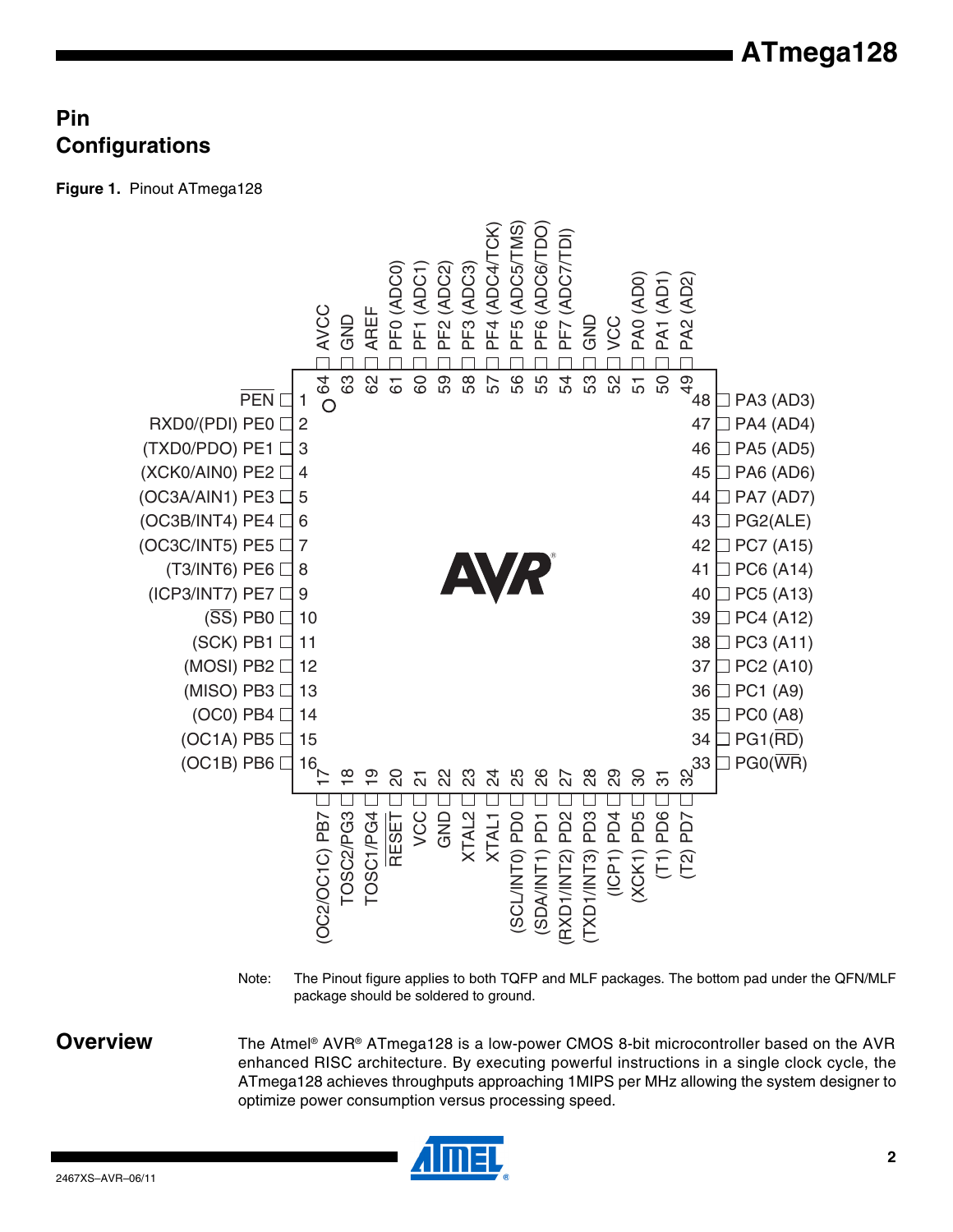## Pin Configurations

**Figure 1.** Pinout ATmega128

| Pin | Name | Pin | Name |
|---|---|---|---|
| 1 | PEN (active low) | 33 | PG0(WR) (WR active low) |
| 2 | RXD0/(PDI) PE0 | 34 | PG1(RD) (RD active low) |
| 3 | (TXD0/PDO) PE1 | 35 | PC0 (A8) |
| 4 | (XCK0/AIN0) PE2 | 36 | PC1 (A9) |
| 5 | (OC3A/AIN1) PE3 | 37 | PC2 (A10) |
| 6 | (OC3B/INT4) PE4 | 38 | PC3 (A11) |
| 7 | (OC3C/INT5) PE5 | 39 | PC4 (A12) |
| 8 | (T3/INT6) PE6 | 40 | PC5 (A13) |
| 9 | (ICP3/INT7) PE7 | 41 | PC6 (A14) |
| 10 | (SS) PB0 (SS active low) | 42 | PC7 (A15) |
| 11 | (SCK) PB1 | 43 | PG2(ALE) |
| 12 | (MOSI) PB2 | 44 | PA7 (AD7) |
| 13 | (MISO) PB3 | 45 | PA6 (AD6) |
| 14 | (OC0) PB4 | 46 | PA5 (AD5) |
| 15 | (OC1A) PB5 | 47 | PA4 (AD4) |
| 16 | (OC1B) PB6 | 48 | PA3 (AD3) |
| 17 | (OC2/OC1C) PB7 | 49 | PA2 (AD2) |
| 18 | TOSC2/PG3 | 50 | PA1 (AD1) |
| 19 | TOSC1/PG4 | 51 | PA0 (AD0) |
| 20 | RESET (active low) | 52 | VCC |
| 21 | VCC | 53 | GND |
| 22 | GND | 54 | PF7 (ADC7/TDI) |
| 23 | XTAL2 | 55 | PF6 (ADC6/TDO) |
| 24 | XTAL1 | 56 | PF5 (ADC5/TMS) |
| 25 | (SCL/INT0) PD0 | 57 | PF4 (ADC4/TCK) |
| 26 | (SDA/INT1) PD1 | 58 | PF3 (ADC3) |
| 27 | (RXD1/INT2) PD2 | 59 | PF2 (ADC2) |
| 28 | (TXD1/INT3) PD3 | 60 | PF1 (ADC1) |
| 29 | (ICP1) PD4 | 61 | PF0 (ADC0) |
| 30 | (XCK1) PD5 | 62 | AREF |
| 31 | (T1) PD6 | 63 | GND |
| 32 | (T2) PD7 | 64 | AVCC |

Note: The Pinout figure applies to both TQFP and MLF packages. The bottom pad under the QFN/MLF package should be soldered to ground.

## Overview

The Atmel® AVR® ATmega128 is a low-power CMOS 8-bit microcontroller based on the AVR enhanced RISC architecture. By executing powerful instructions in a single clock cycle, the ATmega128 achieves throughputs approaching 1MIPS per MHz allowing the system designer to optimize power consumption versus processing speed.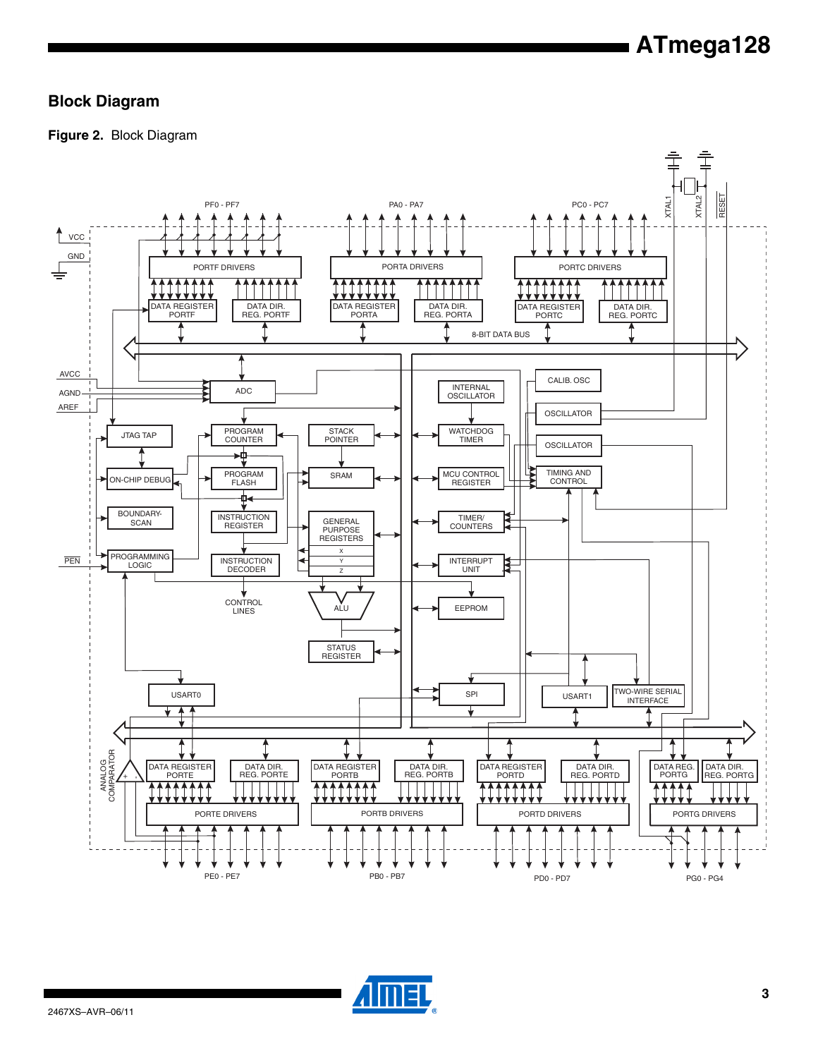## Block Diagram

**Figure 2.** Block Diagram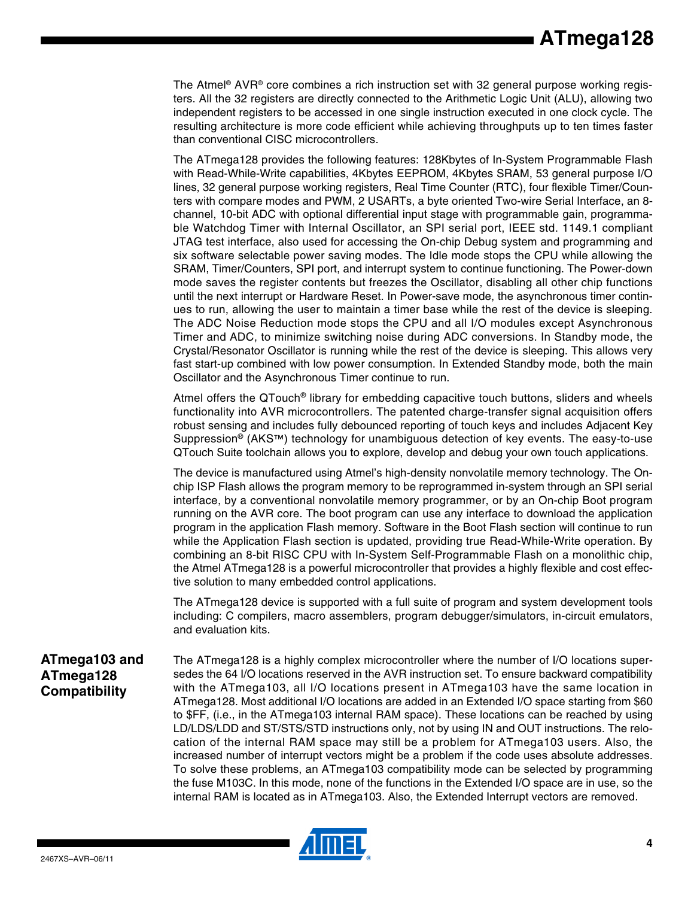The Atmel® AVR® core combines a rich instruction set with 32 general purpose working registers. All the 32 registers are directly connected to the Arithmetic Logic Unit (ALU), allowing two independent registers to be accessed in one single instruction executed in one clock cycle. The resulting architecture is more code efficient while achieving throughputs up to ten times faster than conventional CISC microcontrollers.

The ATmega128 provides the following features: 128Kbytes of In-System Programmable Flash with Read-While-Write capabilities, 4Kbytes EEPROM, 4Kbytes SRAM, 53 general purpose I/O lines, 32 general purpose working registers, Real Time Counter (RTC), four flexible Timer/Counters with compare modes and PWM, 2 USARTs, a byte oriented Two-wire Serial Interface, an 8-channel, 10-bit ADC with optional differential input stage with programmable gain, programmable Watchdog Timer with Internal Oscillator, an SPI serial port, IEEE std. 1149.1 compliant JTAG test interface, also used for accessing the On-chip Debug system and programming and six software selectable power saving modes. The Idle mode stops the CPU while allowing the SRAM, Timer/Counters, SPI port, and interrupt system to continue functioning. The Power-down mode saves the register contents but freezes the Oscillator, disabling all other chip functions until the next interrupt or Hardware Reset. In Power-save mode, the asynchronous timer continues to run, allowing the user to maintain a timer base while the rest of the device is sleeping. The ADC Noise Reduction mode stops the CPU and all I/O modules except Asynchronous Timer and ADC, to minimize switching noise during ADC conversions. In Standby mode, the Crystal/Resonator Oscillator is running while the rest of the device is sleeping. This allows very fast start-up combined with low power consumption. In Extended Standby mode, both the main Oscillator and the Asynchronous Timer continue to run.

Atmel offers the QTouch® library for embedding capacitive touch buttons, sliders and wheels functionality into AVR microcontrollers. The patented charge-transfer signal acquisition offers robust sensing and includes fully debounced reporting of touch keys and includes Adjacent Key Suppression® (AKS™) technology for unambiguous detection of key events. The easy-to-use QTouch Suite toolchain allows you to explore, develop and debug your own touch applications.

The device is manufactured using Atmel's high-density nonvolatile memory technology. The On-chip ISP Flash allows the program memory to be reprogrammed in-system through an SPI serial interface, by a conventional nonvolatile memory programmer, or by an On-chip Boot program running on the AVR core. The boot program can use any interface to download the application program in the application Flash memory. Software in the Boot Flash section will continue to run while the Application Flash section is updated, providing true Read-While-Write operation. By combining an 8-bit RISC CPU with In-System Self-Programmable Flash on a monolithic chip, the Atmel ATmega128 is a powerful microcontroller that provides a highly flexible and cost effective solution to many embedded control applications.

The ATmega128 device is supported with a full suite of program and system development tools including: C compilers, macro assemblers, program debugger/simulators, in-circuit emulators, and evaluation kits.

## ATmega103 and ATmega128 Compatibility

The ATmega128 is a highly complex microcontroller where the number of I/O locations supersedes the 64 I/O locations reserved in the AVR instruction set. To ensure backward compatibility with the ATmega103, all I/O locations present in ATmega103 have the same location in ATmega128. Most additional I/O locations are added in an Extended I/O space starting from $60 to $FF, (i.e., in the ATmega103 internal RAM space). These locations can be reached by using LD/LDS/LDD and ST/STS/STD instructions only, not by using IN and OUT instructions. The relocation of the internal RAM space may still be a problem for ATmega103 users. Also, the increased number of interrupt vectors might be a problem if the code uses absolute addresses. To solve these problems, an ATmega103 compatibility mode can be selected by programming the fuse M103C. In this mode, none of the functions in the Extended I/O space are in use, so the internal RAM is located as in ATmega103. Also, the Extended Interrupt vectors are removed.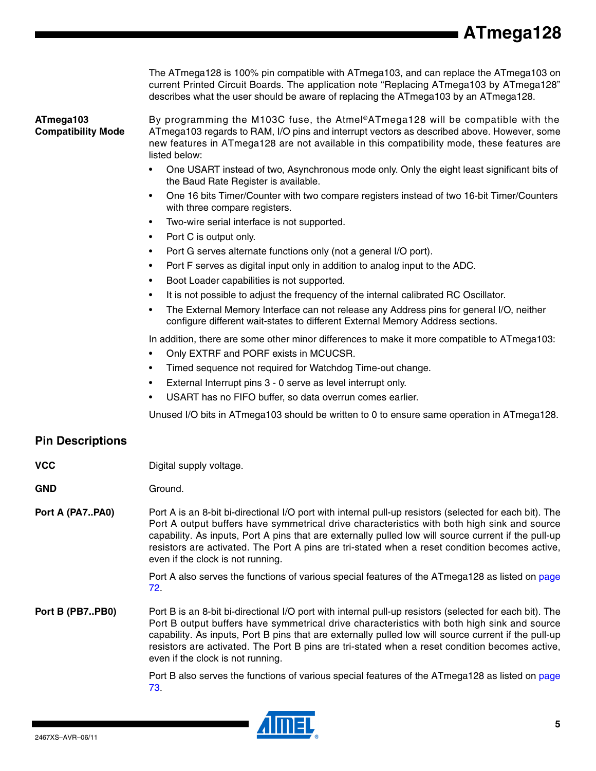The ATmega128 is 100% pin compatible with ATmega103, and can replace the ATmega103 on current Printed Circuit Boards. The application note "Replacing ATmega103 by ATmega128" describes what the user should be aware of replacing the ATmega103 by an ATmega128.

### ATmega103 Compatibility Mode

By programming the M103C fuse, the Atmel®ATmega128 will be compatible with the ATmega103 regards to RAM, I/O pins and interrupt vectors as described above. However, some new features in ATmega128 are not available in this compatibility mode, these features are listed below:

- One USART instead of two, Asynchronous mode only. Only the eight least significant bits of the Baud Rate Register is available.
- One 16 bits Timer/Counter with two compare registers instead of two 16-bit Timer/Counters with three compare registers.
- Two-wire serial interface is not supported.
- Port C is output only.
- Port G serves alternate functions only (not a general I/O port).
- Port F serves as digital input only in addition to analog input to the ADC.
- Boot Loader capabilities is not supported.
- It is not possible to adjust the frequency of the internal calibrated RC Oscillator.
- The External Memory Interface can not release any Address pins for general I/O, neither configure different wait-states to different External Memory Address sections.

In addition, there are some other minor differences to make it more compatible to ATmega103:

- Only EXTRF and PORF exists in MCUCSR.
- Timed sequence not required for Watchdog Time-out change.
- External Interrupt pins 3 - 0 serve as level interrupt only.
- USART has no FIFO buffer, so data overrun comes earlier.

Unused I/O bits in ATmega103 should be written to 0 to ensure same operation in ATmega128.

## Pin Descriptions

### VCC

Digital supply voltage.

### GND

Ground.

### Port A (PA7..PA0)

Port A is an 8-bit bi-directional I/O port with internal pull-up resistors (selected for each bit). The Port A output buffers have symmetrical drive characteristics with both high sink and source capability. As inputs, Port A pins that are externally pulled low will source current if the pull-up resistors are activated. The Port A pins are tri-stated when a reset condition becomes active, even if the clock is not running.

Port A also serves the functions of various special features of the ATmega128 as listed on page 72.

### Port B (PB7..PB0)

Port B is an 8-bit bi-directional I/O port with internal pull-up resistors (selected for each bit). The Port B output buffers have symmetrical drive characteristics with both high sink and source capability. As inputs, Port B pins that are externally pulled low will source current if the pull-up resistors are activated. The Port B pins are tri-stated when a reset condition becomes active, even if the clock is not running.

Port B also serves the functions of various special features of the ATmega128 as listed on page 73.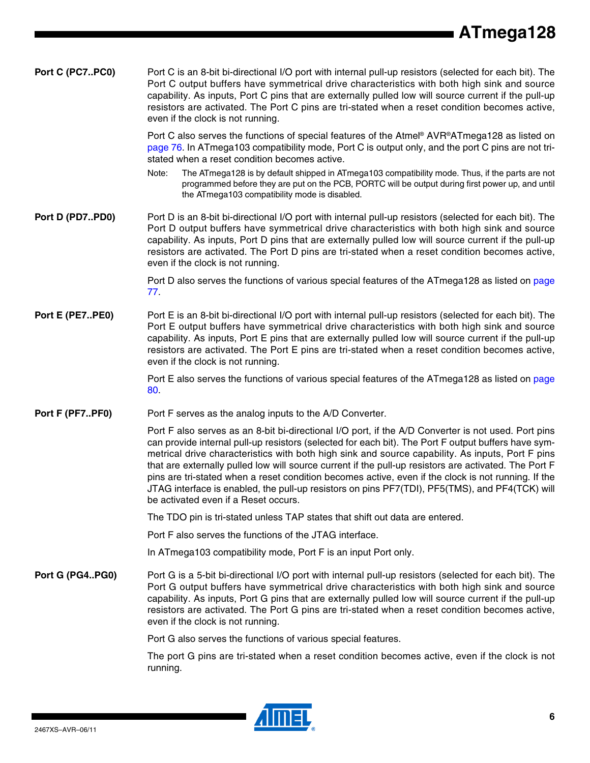**Port C (PC7..PC0)**

Port C is an 8-bit bi-directional I/O port with internal pull-up resistors (selected for each bit). The Port C output buffers have symmetrical drive characteristics with both high sink and source capability. As inputs, Port C pins that are externally pulled low will source current if the pull-up resistors are activated. The Port C pins are tri-stated when a reset condition becomes active, even if the clock is not running.

Port C also serves the functions of special features of the Atmel® AVR®ATmega128 as listed on page 76. In ATmega103 compatibility mode, Port C is output only, and the port C pins are not tri-stated when a reset condition becomes active.

Note: The ATmega128 is by default shipped in ATmega103 compatibility mode. Thus, if the parts are not programmed before they are put on the PCB, PORTC will be output during first power up, and until the ATmega103 compatibility mode is disabled.

**Port D (PD7..PD0)**

Port D is an 8-bit bi-directional I/O port with internal pull-up resistors (selected for each bit). The Port D output buffers have symmetrical drive characteristics with both high sink and source capability. As inputs, Port D pins that are externally pulled low will source current if the pull-up resistors are activated. The Port D pins are tri-stated when a reset condition becomes active, even if the clock is not running.

Port D also serves the functions of various special features of the ATmega128 as listed on page 77.

**Port E (PE7..PE0)**

Port E is an 8-bit bi-directional I/O port with internal pull-up resistors (selected for each bit). The Port E output buffers have symmetrical drive characteristics with both high sink and source capability. As inputs, Port E pins that are externally pulled low will source current if the pull-up resistors are activated. The Port E pins are tri-stated when a reset condition becomes active, even if the clock is not running.

Port E also serves the functions of various special features of the ATmega128 as listed on page 80.

**Port F (PF7..PF0)**

Port F serves as the analog inputs to the A/D Converter.

Port F also serves as an 8-bit bi-directional I/O port, if the A/D Converter is not used. Port pins can provide internal pull-up resistors (selected for each bit). The Port F output buffers have symmetrical drive characteristics with both high sink and source capability. As inputs, Port F pins that are externally pulled low will source current if the pull-up resistors are activated. The Port F pins are tri-stated when a reset condition becomes active, even if the clock is not running. If the JTAG interface is enabled, the pull-up resistors on pins PF7(TDI), PF5(TMS), and PF4(TCK) will be activated even if a Reset occurs.

The TDO pin is tri-stated unless TAP states that shift out data are entered.

Port F also serves the functions of the JTAG interface.

In ATmega103 compatibility mode, Port F is an input Port only.

**Port G (PG4..PG0)**

Port G is a 5-bit bi-directional I/O port with internal pull-up resistors (selected for each bit). The Port G output buffers have symmetrical drive characteristics with both high sink and source capability. As inputs, Port G pins that are externally pulled low will source current if the pull-up resistors are activated. The Port G pins are tri-stated when a reset condition becomes active, even if the clock is not running.

Port G also serves the functions of various special features.

The port G pins are tri-stated when a reset condition becomes active, even if the clock is not running.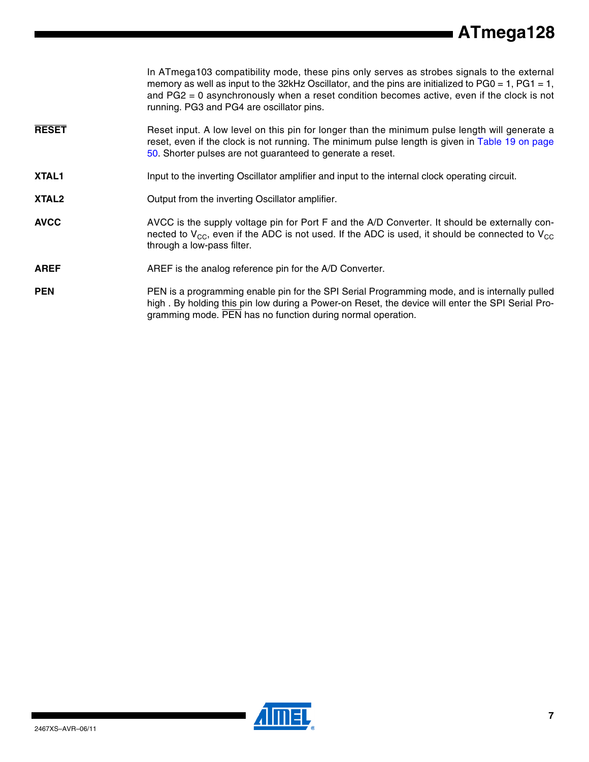In ATmega103 compatibility mode, these pins only serves as strobes signals to the external memory as well as input to the 32kHz Oscillator, and the pins are initialized to PG0 = 1, PG1 = 1, and PG2 = 0 asynchronously when a reset condition becomes active, even if the clock is not running. PG3 and PG4 are oscillator pins.

**$\overline{\text{RESET}}$**

Reset input. A low level on this pin for longer than the minimum pulse length will generate a reset, even if the clock is not running. The minimum pulse length is given in Table 19 on page 50. Shorter pulses are not guaranteed to generate a reset.

**XTAL1**

Input to the inverting Oscillator amplifier and input to the internal clock operating circuit.

**XTAL2**

Output from the inverting Oscillator amplifier.

**AVCC**

AVCC is the supply voltage pin for Port F and the A/D Converter. It should be externally connected to $V_{CC}$, even if the ADC is not used. If the ADC is used, it should be connected to $V_{CC}$ through a low-pass filter.

**AREF**

AREF is the analog reference pin for the A/D Converter.

**PEN**

PEN is a programming enable pin for the SPI Serial Programming mode, and is internally pulled high . By holding this pin low during a Power-on Reset, the device will enter the SPI Serial Programming mode. $\overline{\text{PEN}}$ has no function during normal operation.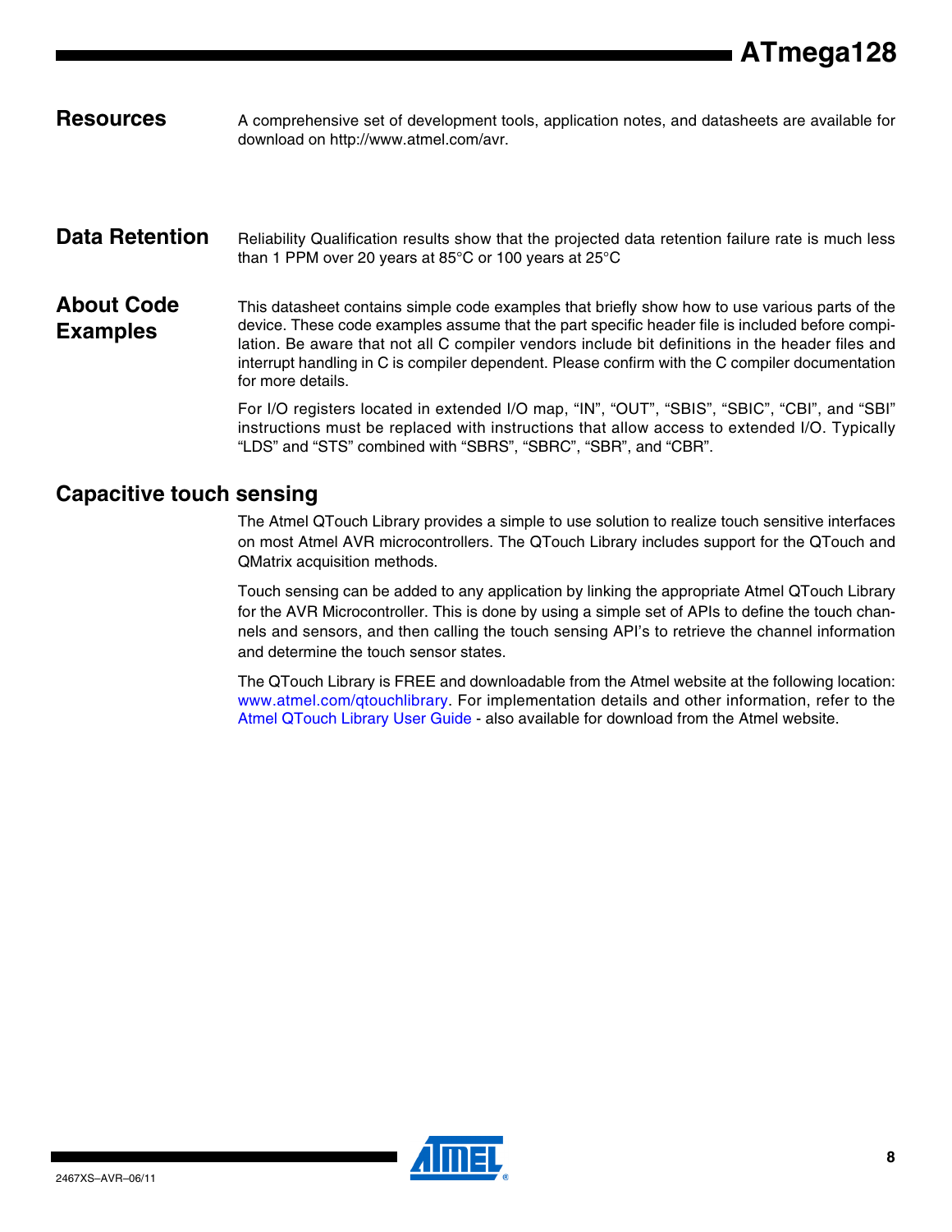## Resources

A comprehensive set of development tools, application notes, and datasheets are available for download on http://www.atmel.com/avr.

## Data Retention

Reliability Qualification results show that the projected data retention failure rate is much less than 1 PPM over 20 years at 85°C or 100 years at 25°C

## About Code Examples

This datasheet contains simple code examples that briefly show how to use various parts of the device. These code examples assume that the part specific header file is included before compilation. Be aware that not all C compiler vendors include bit definitions in the header files and interrupt handling in C is compiler dependent. Please confirm with the C compiler documentation for more details.

For I/O registers located in extended I/O map, "IN", "OUT", "SBIS", "SBIC", "CBI", and "SBI" instructions must be replaced with instructions that allow access to extended I/O. Typically "LDS" and "STS" combined with "SBRS", "SBRC", "SBR", and "CBR".

## Capacitive touch sensing

The Atmel QTouch Library provides a simple to use solution to realize touch sensitive interfaces on most Atmel AVR microcontrollers. The QTouch Library includes support for the QTouch and QMatrix acquisition methods.

Touch sensing can be added to any application by linking the appropriate Atmel QTouch Library for the AVR Microcontroller. This is done by using a simple set of APIs to define the touch channels and sensors, and then calling the touch sensing API's to retrieve the channel information and determine the touch sensor states.

The QTouch Library is FREE and downloadable from the Atmel website at the following location: www.atmel.com/qtouchlibrary. For implementation details and other information, refer to the Atmel QTouch Library User Guide - also available for download from the Atmel website.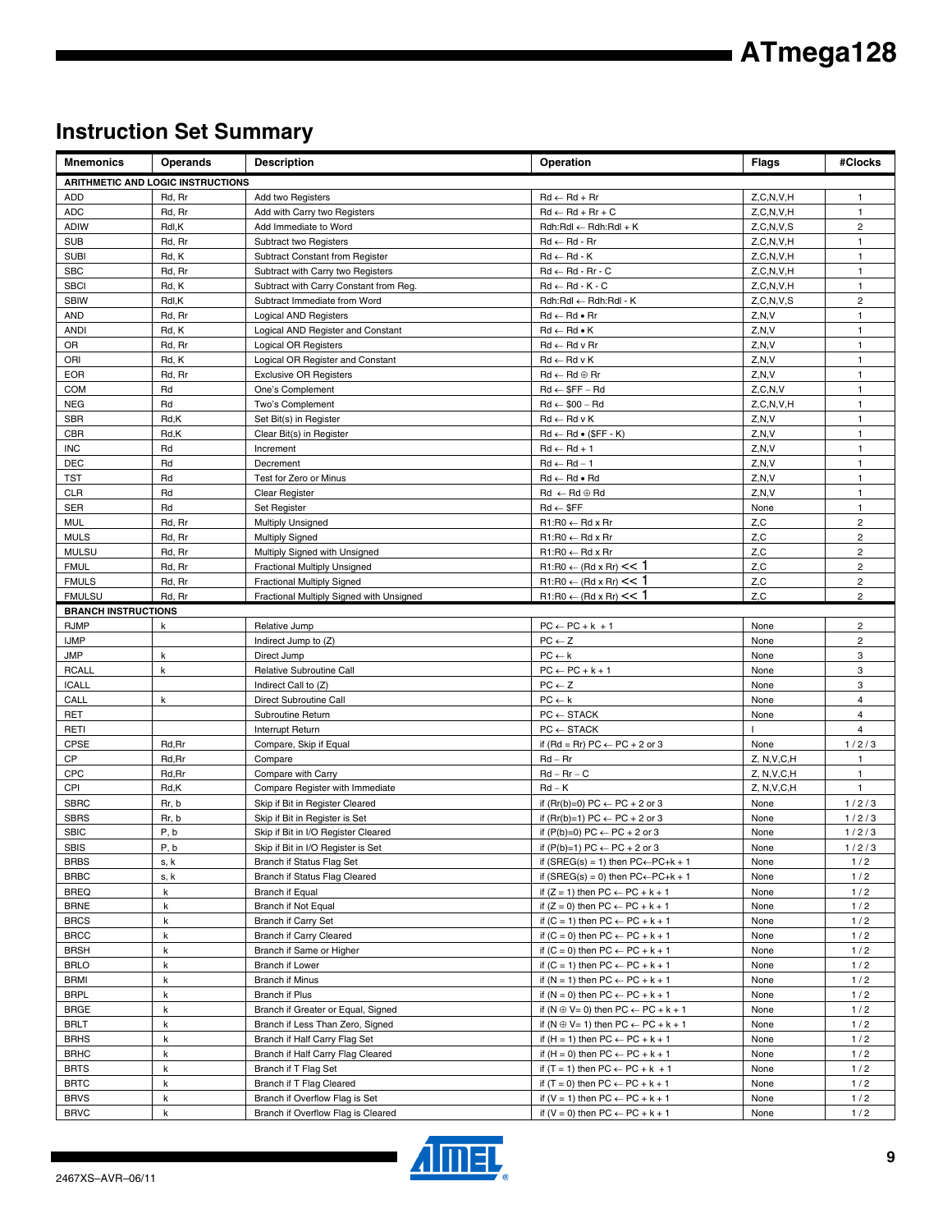## Instruction Set Summary

| Mnemonics | Operands | Description | Operation | Flags | #Clocks |
|---|---|---|---|---|---|
| **ARITHMETIC AND LOGIC INSTRUCTIONS** | | | | | |
| ADD | Rd, Rr | Add two Registers | Rd ← Rd + Rr | Z,C,N,V,H | 1 |
| ADC | Rd, Rr | Add with Carry two Registers | Rd ← Rd + Rr + C | Z,C,N,V,H | 1 |
| ADIW | Rdl,K | Add Immediate to Word | Rdh:Rdl ← Rdh:Rdl + K | Z,C,N,V,S | 2 |
| SUB | Rd, Rr | Subtract two Registers | Rd ← Rd - Rr | Z,C,N,V,H | 1 |
| SUBI | Rd, K | Subtract Constant from Register | Rd ← Rd - K | Z,C,N,V,H | 1 |
| SBC | Rd, Rr | Subtract with Carry two Registers | Rd ← Rd - Rr - C | Z,C,N,V,H | 1 |
| SBCI | Rd, K | Subtract with Carry Constant from Reg. | Rd ← Rd - K - C | Z,C,N,V,H | 1 |
| SBIW | Rdl,K | Subtract Immediate from Word | Rdh:Rdl ← Rdh:Rdl - K | Z,C,N,V,S | 2 |
| AND | Rd, Rr | Logical AND Registers | Rd ← Rd • Rr | Z,N,V | 1 |
| ANDI | Rd, K | Logical AND Register and Constant | Rd ← Rd • K | Z,N,V | 1 |
| OR | Rd, Rr | Logical OR Registers | Rd ← Rd v Rr | Z,N,V | 1 |
| ORI | Rd, K | Logical OR Register and Constant | Rd ← Rd v K | Z,N,V | 1 |
| EOR | Rd, Rr | Exclusive OR Registers | Rd ← Rd ⊕ Rr | Z,N,V | 1 |
| COM | Rd | One's Complement | Rd ← $FF − Rd | Z,C,N,V | 1 |
| NEG | Rd | Two's Complement | Rd ← $00 − Rd | Z,C,N,V,H | 1 |
| SBR | Rd,K | Set Bit(s) in Register | Rd ← Rd v K | Z,N,V | 1 |
| CBR | Rd,K | Clear Bit(s) in Register | Rd ← Rd • ($FF - K) | Z,N,V | 1 |
| INC | Rd | Increment | Rd ← Rd + 1 | Z,N,V | 1 |
| DEC | Rd | Decrement | Rd ← Rd − 1 | Z,N,V | 1 |
| TST | Rd | Test for Zero or Minus | Rd ← Rd • Rd | Z,N,V | 1 |
| CLR | Rd | Clear Register | Rd ← Rd ⊕ Rd | Z,N,V | 1 |
| SER | Rd | Set Register | Rd ← $FF | None | 1 |
| MUL | Rd, Rr | Multiply Unsigned | R1:R0 ← Rd x Rr | Z,C | 2 |
| MULS | Rd, Rr | Multiply Signed | R1:R0 ← Rd x Rr | Z,C | 2 |
| MULSU | Rd, Rr | Multiply Signed with Unsigned | R1:R0 ← Rd x Rr | Z,C | 2 |
| FMUL | Rd, Rr | Fractional Multiply Unsigned | R1:R0 ← (Rd x Rr) << 1 | Z,C | 2 |
| FMULS | Rd, Rr | Fractional Multiply Signed | R1:R0 ← (Rd x Rr) << 1 | Z,C | 2 |
| FMULSU | Rd, Rr | Fractional Multiply Signed with Unsigned | R1:R0 ← (Rd x Rr) << 1 | Z,C | 2 |
| **BRANCH INSTRUCTIONS** | | | | | |
| RJMP | k | Relative Jump | PC ← PC + k + 1 | None | 2 |
| IJMP | | Indirect Jump to (Z) | PC ← Z | None | 2 |
| JMP | k | Direct Jump | PC ← k | None | 3 |
| RCALL | k | Relative Subroutine Call | PC ← PC + k + 1 | None | 3 |
| ICALL | | Indirect Call to (Z) | PC ← Z | None | 3 |
| CALL | k | Direct Subroutine Call | PC ← k | None | 4 |
| RET | | Subroutine Return | PC ← STACK | None | 4 |
| RETI | | Interrupt Return | PC ← STACK | I | 4 |
| CPSE | Rd,Rr | Compare, Skip if Equal | if (Rd = Rr) PC ← PC + 2 or 3 | None | 1 / 2 / 3 |
| CP | Rd,Rr | Compare | Rd − Rr | Z, N,V,C,H | 1 |
| CPC | Rd,Rr | Compare with Carry | Rd − Rr − C | Z, N,V,C,H | 1 |
| CPI | Rd,K | Compare Register with Immediate | Rd − K | Z, N,V,C,H | 1 |
| SBRC | Rr, b | Skip if Bit in Register Cleared | if (Rr(b)=0) PC ← PC + 2 or 3 | None | 1 / 2 / 3 |
| SBRS | Rr, b | Skip if Bit in Register is Set | if (Rr(b)=1) PC ← PC + 2 or 3 | None | 1 / 2 / 3 |
| SBIC | P, b | Skip if Bit in I/O Register Cleared | if (P(b)=0) PC ← PC + 2 or 3 | None | 1 / 2 / 3 |
| SBIS | P, b | Skip if Bit in I/O Register is Set | if (P(b)=1) PC ← PC + 2 or 3 | None | 1 / 2 / 3 |
| BRBS | s, k | Branch if Status Flag Set | if (SREG(s) = 1) then PC←PC+k + 1 | None | 1 / 2 |
| BRBC | s, k | Branch if Status Flag Cleared | if (SREG(s) = 0) then PC←PC+k + 1 | None | 1 / 2 |
| BREQ | k | Branch if Equal | if (Z = 1) then PC ← PC + k + 1 | None | 1 / 2 |
| BRNE | k | Branch if Not Equal | if (Z = 0) then PC ← PC + k + 1 | None | 1 / 2 |
| BRCS | k | Branch if Carry Set | if (C = 1) then PC ← PC + k + 1 | None | 1 / 2 |
| BRCC | k | Branch if Carry Cleared | if (C = 0) then PC ← PC + k + 1 | None | 1 / 2 |
| BRSH | k | Branch if Same or Higher | if (C = 0) then PC ← PC + k + 1 | None | 1 / 2 |
| BRLO | k | Branch if Lower | if (C = 1) then PC ← PC + k + 1 | None | 1 / 2 |
| BRMI | k | Branch if Minus | if (N = 1) then PC ← PC + k + 1 | None | 1 / 2 |
| BRPL | k | Branch if Plus | if (N = 0) then PC ← PC + k + 1 | None | 1 / 2 |
| BRGE | k | Branch if Greater or Equal, Signed | if (N ⊕ V= 0) then PC ← PC + k + 1 | None | 1 / 2 |
| BRLT | k | Branch if Less Than Zero, Signed | if (N ⊕ V= 1) then PC ← PC + k + 1 | None | 1 / 2 |
| BRHS | k | Branch if Half Carry Flag Set | if (H = 1) then PC ← PC + k + 1 | None | 1 / 2 |
| BRHC | k | Branch if Half Carry Flag Cleared | if (H = 0) then PC ← PC + k + 1 | None | 1 / 2 |
| BRTS | k | Branch if T Flag Set | if (T = 1) then PC ← PC + k + 1 | None | 1 / 2 |
| BRTC | k | Branch if T Flag Cleared | if (T = 0) then PC ← PC + k + 1 | None | 1 / 2 |
| BRVS | k | Branch if Overflow Flag is Set | if (V = 1) then PC ← PC + k + 1 | None | 1 / 2 |
| BRVC | k | Branch if Overflow Flag is Cleared | if (V = 0) then PC ← PC + k + 1 | None | 1 / 2 |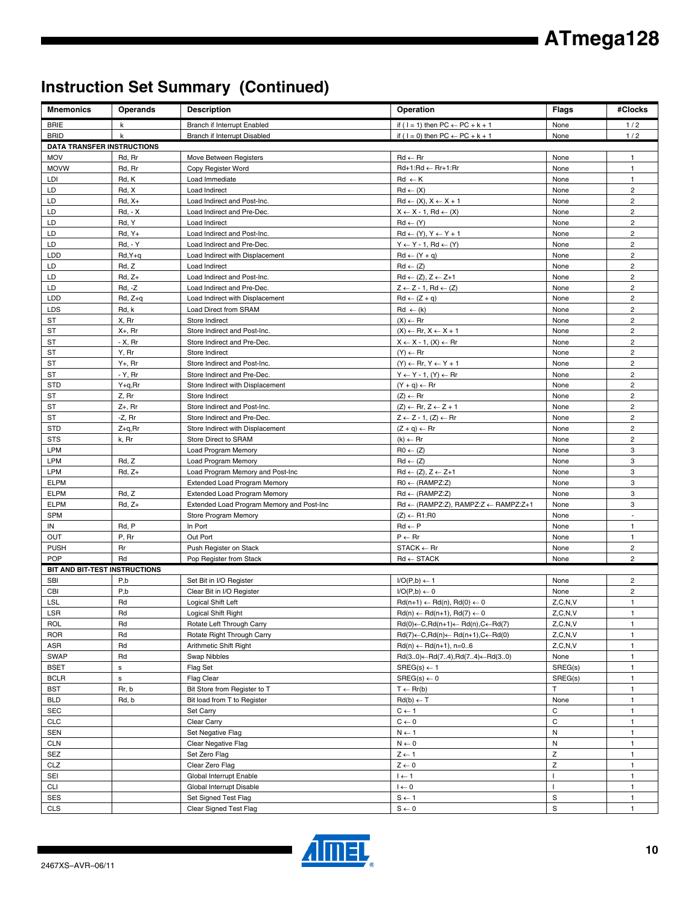## Instruction Set Summary (Continued)

| Mnemonics | Operands | Description | Operation | Flags | #Clocks |
|---|---|---|---|---|---|
| BRIE | k | Branch if Interrupt Enabled | if ( I = 1) then PC ← PC + k + 1 | None | 1 / 2 |
| BRID | k | Branch if Interrupt Disabled | if ( I = 0) then PC ← PC + k + 1 | None | 1 / 2 |
| **DATA TRANSFER INSTRUCTIONS** | | | | | |
| MOV | Rd, Rr | Move Between Registers | Rd ← Rr | None | 1 |
| MOVW | Rd, Rr | Copy Register Word | Rd+1:Rd ← Rr+1:Rr | None | 1 |
| LDI | Rd, K | Load Immediate | Rd ← K | None | 1 |
| LD | Rd, X | Load Indirect | Rd ← (X) | None | 2 |
| LD | Rd, X+ | Load Indirect and Post-Inc. | Rd ← (X), X ← X + 1 | None | 2 |
| LD | Rd, - X | Load Indirect and Pre-Dec. | X ← X - 1, Rd ← (X) | None | 2 |
| LD | Rd, Y | Load Indirect | Rd ← (Y) | None | 2 |
| LD | Rd, Y+ | Load Indirect and Post-Inc. | Rd ← (Y), Y ← Y + 1 | None | 2 |
| LD | Rd, - Y | Load Indirect and Pre-Dec. | Y ← Y - 1, Rd ← (Y) | None | 2 |
| LDD | Rd,Y+q | Load Indirect with Displacement | Rd ← (Y + q) | None | 2 |
| LD | Rd, Z | Load Indirect | Rd ← (Z) | None | 2 |
| LD | Rd, Z+ | Load Indirect and Post-Inc. | Rd ← (Z), Z ← Z+1 | None | 2 |
| LD | Rd, -Z | Load Indirect and Pre-Dec. | Z ← Z - 1, Rd ← (Z) | None | 2 |
| LDD | Rd, Z+q | Load Indirect with Displacement | Rd ← (Z + q) | None | 2 |
| LDS | Rd, k | Load Direct from SRAM | Rd ← (k) | None | 2 |
| ST | X, Rr | Store Indirect | (X) ← Rr | None | 2 |
| ST | X+, Rr | Store Indirect and Post-Inc. | (X) ← Rr, X ← X + 1 | None | 2 |
| ST | - X, Rr | Store Indirect and Pre-Dec. | X ← X - 1, (X) ← Rr | None | 2 |
| ST | Y, Rr | Store Indirect | (Y) ← Rr | None | 2 |
| ST | Y+, Rr | Store Indirect and Post-Inc. | (Y) ← Rr, Y ← Y + 1 | None | 2 |
| ST | - Y, Rr | Store Indirect and Pre-Dec. | Y ← Y - 1, (Y) ← Rr | None | 2 |
| STD | Y+q,Rr | Store Indirect with Displacement | (Y + q) ← Rr | None | 2 |
| ST | Z, Rr | Store Indirect | (Z) ← Rr | None | 2 |
| ST | Z+, Rr | Store Indirect and Post-Inc. | (Z) ← Rr, Z ← Z + 1 | None | 2 |
| ST | -Z, Rr | Store Indirect and Pre-Dec. | Z ← Z - 1, (Z) ← Rr | None | 2 |
| STD | Z+q,Rr | Store Indirect with Displacement | (Z + q) ← Rr | None | 2 |
| STS | k, Rr | Store Direct to SRAM | (k) ← Rr | None | 2 |
| LPM | | Load Program Memory | R0 ← (Z) | None | 3 |
| LPM | Rd, Z | Load Program Memory | Rd ← (Z) | None | 3 |
| LPM | Rd, Z+ | Load Program Memory and Post-Inc | Rd ← (Z), Z ← Z+1 | None | 3 |
| ELPM | | Extended Load Program Memory | R0 ← (RAMPZ:Z) | None | 3 |
| ELPM | Rd, Z | Extended Load Program Memory | Rd ← (RAMPZ:Z) | None | 3 |
| ELPM | Rd, Z+ | Extended Load Program Memory and Post-Inc | Rd ← (RAMPZ:Z), RAMPZ:Z ← RAMPZ:Z+1 | None | 3 |
| SPM | | Store Program Memory | (Z) ← R1:R0 | None | - |
| IN | Rd, P | In Port | Rd ← P | None | 1 |
| OUT | P, Rr | Out Port | P ← Rr | None | 1 |
| PUSH | Rr | Push Register on Stack | STACK ← Rr | None | 2 |
| POP | Rd | Pop Register from Stack | Rd ← STACK | None | 2 |
| **BIT AND BIT-TEST INSTRUCTIONS** | | | | | |
| SBI | P,b | Set Bit in I/O Register | I/O(P,b) ← 1 | None | 2 |
| CBI | P,b | Clear Bit in I/O Register | I/O(P,b) ← 0 | None | 2 |
| LSL | Rd | Logical Shift Left | Rd(n+1) ← Rd(n), Rd(0) ← 0 | Z,C,N,V | 1 |
| LSR | Rd | Logical Shift Right | Rd(n) ← Rd(n+1), Rd(7) ← 0 | Z,C,N,V | 1 |
| ROL | Rd | Rotate Left Through Carry | Rd(0)←C,Rd(n+1)← Rd(n),C←Rd(7) | Z,C,N,V | 1 |
| ROR | Rd | Rotate Right Through Carry | Rd(7)←C,Rd(n)← Rd(n+1),C←Rd(0) | Z,C,N,V | 1 |
| ASR | Rd | Arithmetic Shift Right | Rd(n) ← Rd(n+1), n=0..6 | Z,C,N,V | 1 |
| SWAP | Rd | Swap Nibbles | Rd(3..0)←Rd(7..4),Rd(7..4)←Rd(3..0) | None | 1 |
| BSET | s | Flag Set | SREG(s) ← 1 | SREG(s) | 1 |
| BCLR | s | Flag Clear | SREG(s) ← 0 | SREG(s) | 1 |
| BST | Rr, b | Bit Store from Register to T | T ← Rr(b) | T | 1 |
| BLD | Rd, b | Bit load from T to Register | Rd(b) ← T | None | 1 |
| SEC | | Set Carry | C ← 1 | C | 1 |
| CLC | | Clear Carry | C ← 0 | C | 1 |
| SEN | | Set Negative Flag | N ← 1 | N | 1 |
| CLN | | Clear Negative Flag | N ← 0 | N | 1 |
| SEZ | | Set Zero Flag | Z ← 1 | Z | 1 |
| CLZ | | Clear Zero Flag | Z ← 0 | Z | 1 |
| SEI | | Global Interrupt Enable | I ← 1 | I | 1 |
| CLI | | Global Interrupt Disable | I ← 0 | I | 1 |
| SES | | Set Signed Test Flag | S ← 1 | S | 1 |
| CLS | | Clear Signed Test Flag | S ← 0 | S | 1 |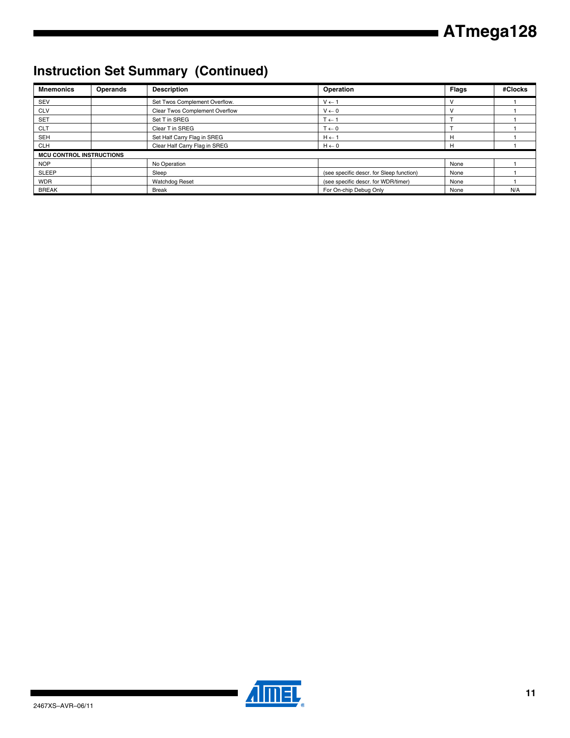## Instruction Set Summary (Continued)

| Mnemonics | Operands | Description | Operation | Flags | #Clocks |
|---|---|---|---|---|---|
| SEV | | Set Twos Complement Overflow. | $V \leftarrow 1$ | V | 1 |
| CLV | | Clear Twos Complement Overflow | $V \leftarrow 0$ | V | 1 |
| SET | | Set T in SREG | $T \leftarrow 1$ | T | 1 |
| CLT | | Clear T in SREG | $T \leftarrow 0$ | T | 1 |
| SEH | | Set Half Carry Flag in SREG | $H \leftarrow 1$ | H | 1 |
| CLH | | Clear Half Carry Flag in SREG | $H \leftarrow 0$ | H | 1 |
| **MCU CONTROL INSTRUCTIONS** | | | | | |
| NOP | | No Operation | | None | 1 |
| SLEEP | | Sleep | (see specific descr. for Sleep function) | None | 1 |
| WDR | | Watchdog Reset | (see specific descr. for WDR/timer) | None | 1 |
| BREAK | | Break | For On-chip Debug Only | None | N/A |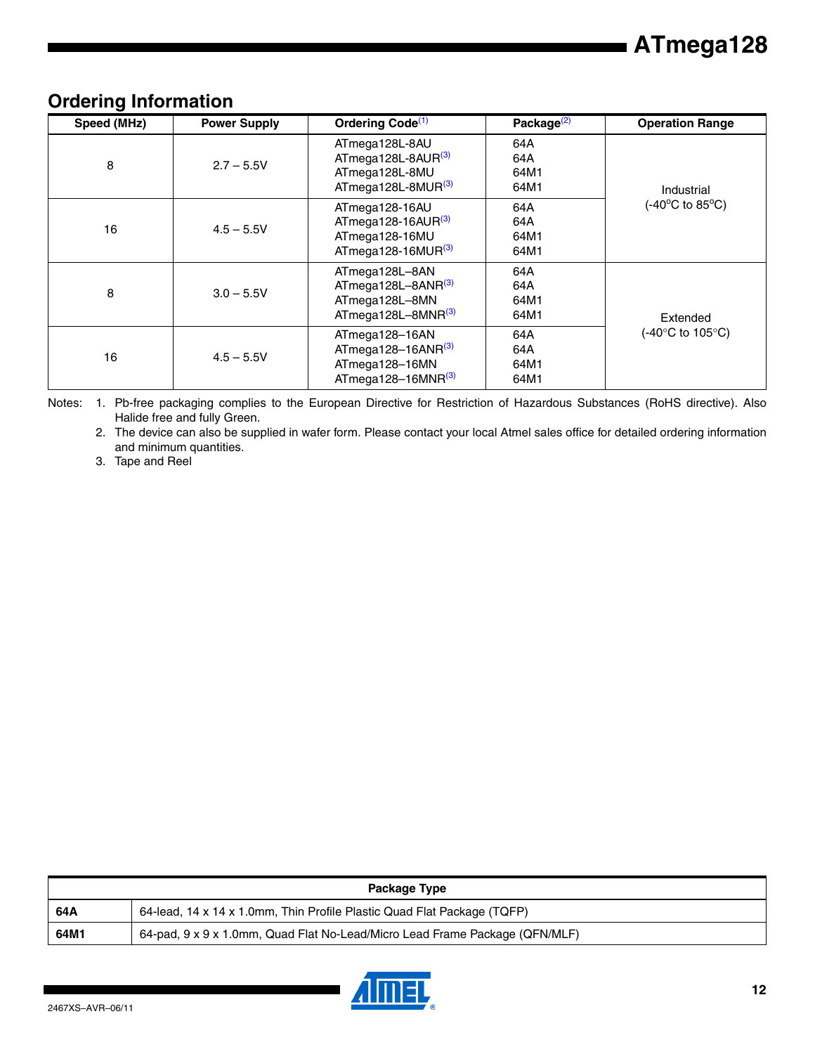## Ordering Information

| Speed (MHz) | Power Supply | Ordering Code[1] | Package[2] | Operation Range |
|---|---|---|---|---|
| 8 | 2.7 – 5.5V | ATmega128L-8AU<br>ATmega128L-8AUR[3]<br>ATmega128L-8MU<br>ATmega128L-8MUR[3] | 64A<br>64A<br>64M1<br>64M1 | Industrial<br>(-40°C to 85°C) |
| 16 | 4.5 – 5.5V | ATmega128-16AU<br>ATmega128-16AUR[3]<br>ATmega128-16MU<br>ATmega128-16MUR[3] | 64A<br>64A<br>64M1<br>64M1 | |
| 8 | 3.0 – 5.5V | ATmega128L–8AN<br>ATmega128L–8ANR[3]<br>ATmega128L–8MN<br>ATmega128L–8MNR[3] | 64A<br>64A<br>64M1<br>64M1 | Extended<br>(-40°C to 105°C) |
| 16 | 4.5 – 5.5V | ATmega128–16AN<br>ATmega128–16ANR[3]<br>ATmega128–16MN<br>ATmega128–16MNR[3] | 64A<br>64A<br>64M1<br>64M1 | |

Notes:
1. Pb-free packaging complies to the European Directive for Restriction of Hazardous Substances (RoHS directive). Also Halide free and fully Green.
2. The device can also be supplied in wafer form. Please contact your local Atmel sales office for detailed ordering information and minimum quantities.
3. Tape and Reel

| Package Type | |
|---|---|
| **64A** | 64-lead, 14 x 14 x 1.0mm, Thin Profile Plastic Quad Flat Package (TQFP) |
| **64M1** | 64-pad, 9 x 9 x 1.0mm, Quad Flat No-Lead/Micro Lead Frame Package (QFN/MLF) |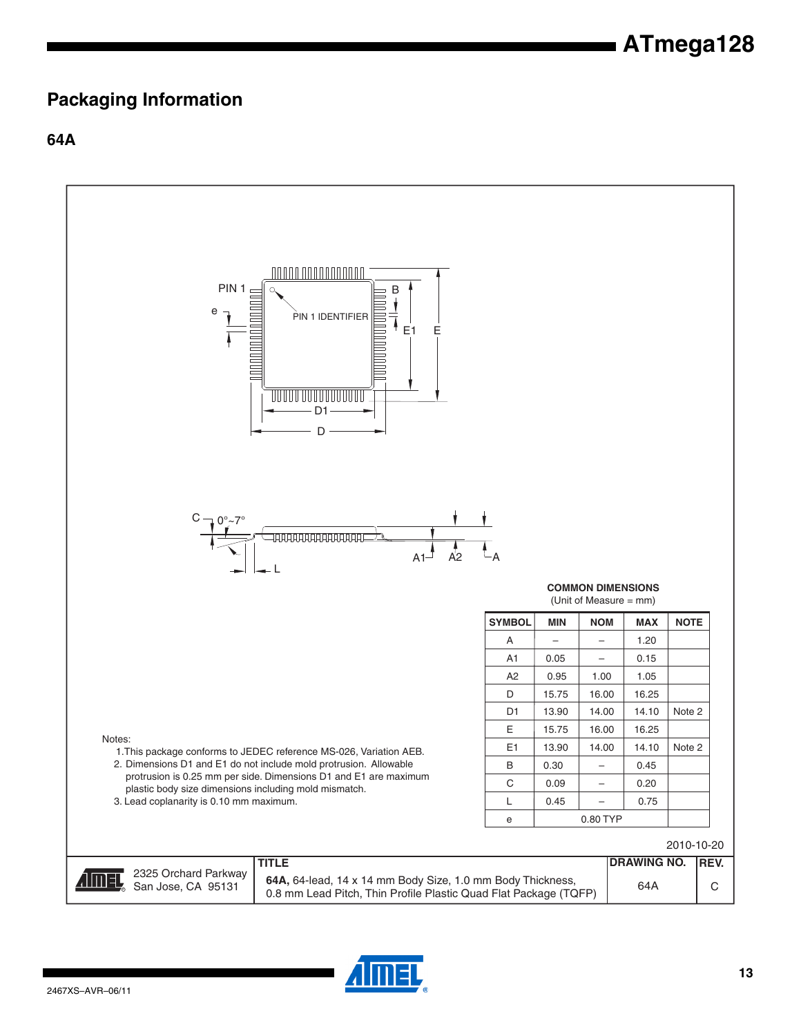## Packaging Information

### 64A

PIN 1

e

PIN 1 IDENTIFIER

B

E1 E

D1

D

C 0°~7°

L

A1 A2 A

**COMMON DIMENSIONS**
(Unit of Measure = mm)

| SYMBOL | MIN | NOM | MAX | NOTE |
|---|---|---|---|---|
| A | – | – | 1.20 | |
| A1 | 0.05 | – | 0.15 | |
| A2 | 0.95 | 1.00 | 1.05 | |
| D | 15.75 | 16.00 | 16.25 | |
| D1 | 13.90 | 14.00 | 14.10 | Note 2 |
| E | 15.75 | 16.00 | 16.25 | |
| E1 | 13.90 | 14.00 | 14.10 | Note 2 |
| B | 0.30 | – | 0.45 | |
| C | 0.09 | – | 0.20 | |
| L | 0.45 | – | 0.75 | |
| e | 0.80 TYP | | | |

Notes:
1. This package conforms to JEDEC reference MS-026, Variation AEB.
2. Dimensions D1 and E1 do not include mold protrusion. Allowable protrusion is 0.25 mm per side. Dimensions D1 and E1 are maximum plastic body size dimensions including mold mismatch.
3. Lead coplanarity is 0.10 mm maximum.

2010-10-20

| | TITLE | DRAWING NO. | REV. |
|---|---|---|---|
| 2325 Orchard Parkway San Jose, CA 95131 | **64A,** 64-lead, 14 x 14 mm Body Size, 1.0 mm Body Thickness, 0.8 mm Lead Pitch, Thin Profile Plastic Quad Flat Package (TQFP) | 64A | C |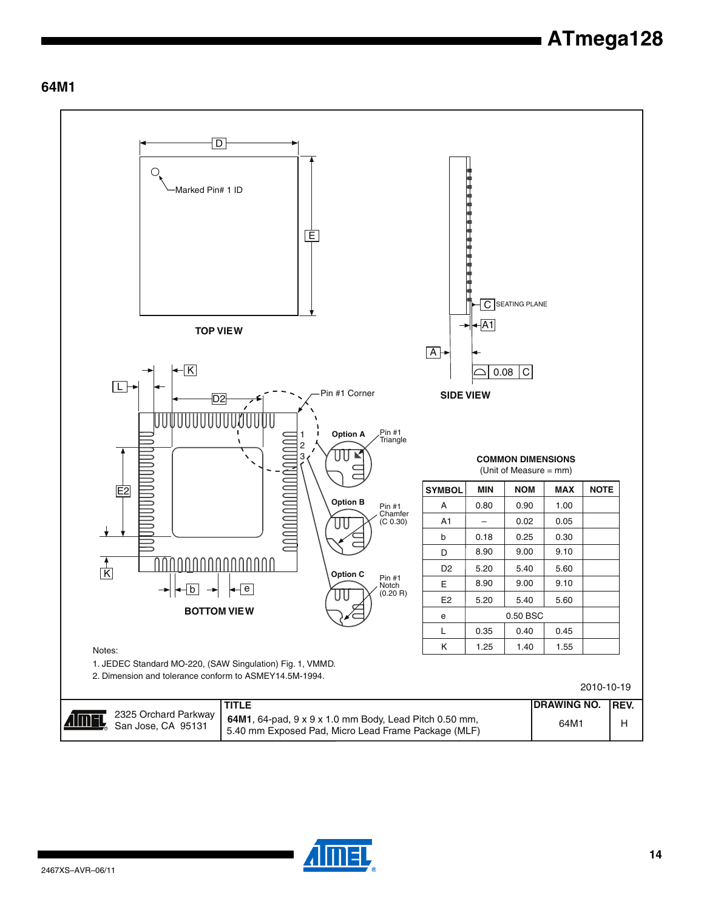## 64M1

TOP VIEW

Marked Pin# 1 ID

SIDE VIEW

SEATING PLANE

BOTTOM VIEW

Pin #1 Corner

Option A — Pin #1 Triangle

Option B — Pin #1 Chamfer (C 0.30)

Option C — Pin #1 Notch (0.20 R)

**COMMON DIMENSIONS**
(Unit of Measure = mm)

| SYMBOL | MIN | NOM | MAX | NOTE |
|---|---|---|---|---|
| A | 0.80 | 0.90 | 1.00 | |
| A1 | – | 0.02 | 0.05 | |
| b | 0.18 | 0.25 | 0.30 | |
| D | 8.90 | 9.00 | 9.10 | |
| D2 | 5.20 | 5.40 | 5.60 | |
| E | 8.90 | 9.00 | 9.10 | |
| E2 | 5.20 | 5.40 | 5.60 | |
| e | | 0.50 BSC | | |
| L | 0.35 | 0.40 | 0.45 | |
| K | 1.25 | 1.40 | 1.55 | |

Notes:
1. JEDEC Standard MO-220, (SAW Singulation) Fig. 1, VMMD.
2. Dimension and tolerance conform to ASMEY14.5M-1994.

2010-10-19

| | TITLE | DRAWING NO. | REV. |
|---|---|---|---|
| 2325 Orchard Parkway San Jose, CA 95131 | **64M1**, 64-pad, 9 x 9 x 1.0 mm Body, Lead Pitch 0.50 mm, 5.40 mm Exposed Pad, Micro Lead Frame Package (MLF) | 64M1 | H |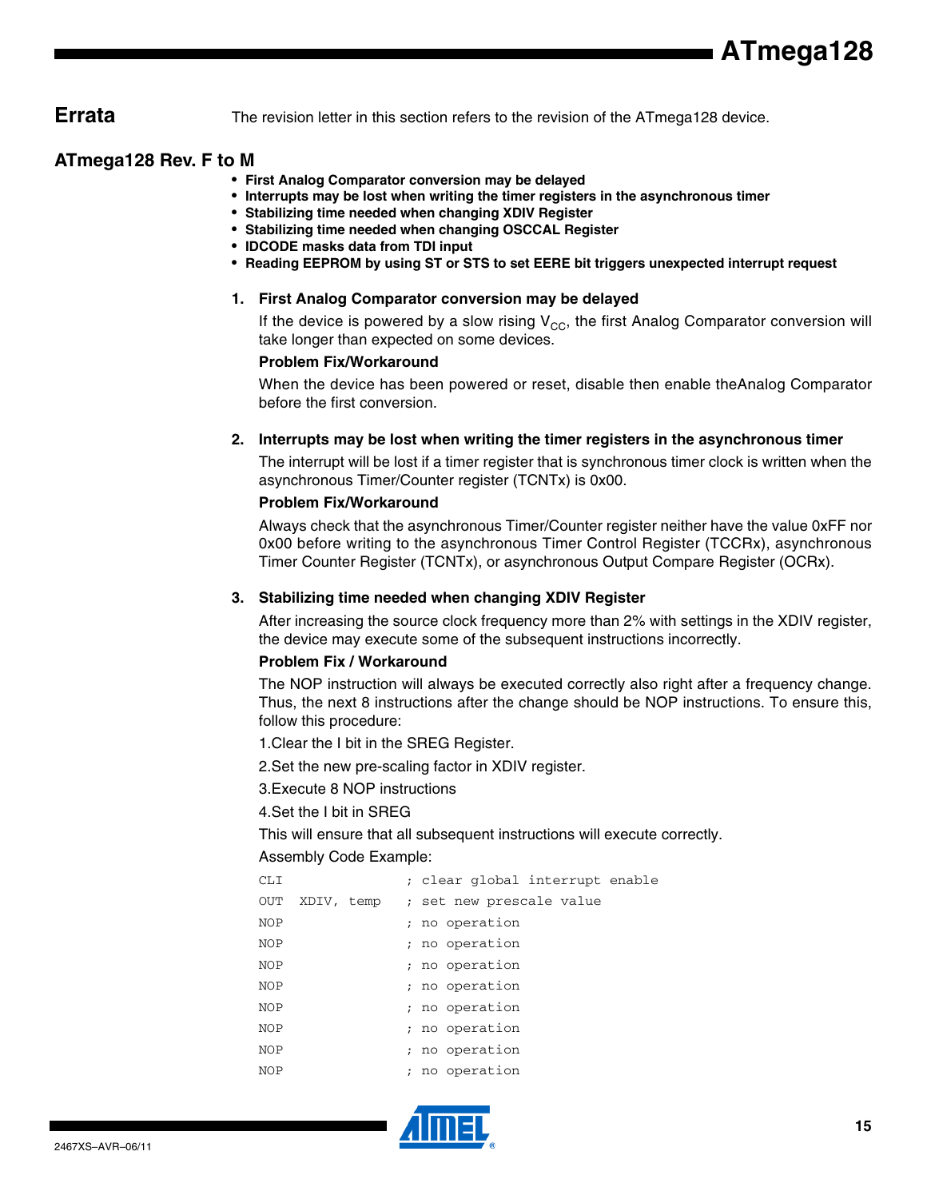## Errata

The revision letter in this section refers to the revision of the ATmega128 device.

### ATmega128 Rev. F to M

- **First Analog Comparator conversion may be delayed**
- **Interrupts may be lost when writing the timer registers in the asynchronous timer**
- **Stabilizing time needed when changing XDIV Register**
- **Stabilizing time needed when changing OSCCAL Register**
- **IDCODE masks data from TDI input**
- **Reading EEPROM by using ST or STS to set EERE bit triggers unexpected interrupt request**

**1. First Analog Comparator conversion may be delayed**

If the device is powered by a slow rising $V_{CC}$, the first Analog Comparator conversion will take longer than expected on some devices.

**Problem Fix/Workaround**

When the device has been powered or reset, disable then enable theAnalog Comparator before the first conversion.

**2. Interrupts may be lost when writing the timer registers in the asynchronous timer**

The interrupt will be lost if a timer register that is synchronous timer clock is written when the asynchronous Timer/Counter register (TCNTx) is 0x00.

**Problem Fix/Workaround**

Always check that the asynchronous Timer/Counter register neither have the value 0xFF nor 0x00 before writing to the asynchronous Timer Control Register (TCCRx), asynchronous Timer Counter Register (TCNTx), or asynchronous Output Compare Register (OCRx).

**3. Stabilizing time needed when changing XDIV Register**

After increasing the source clock frequency more than 2% with settings in the XDIV register, the device may execute some of the subsequent instructions incorrectly.

**Problem Fix / Workaround**

The NOP instruction will always be executed correctly also right after a frequency change. Thus, the next 8 instructions after the change should be NOP instructions. To ensure this, follow this procedure:

1.Clear the I bit in the SREG Register.

2.Set the new pre-scaling factor in XDIV register.

3.Execute 8 NOP instructions

4.Set the I bit in SREG

This will ensure that all subsequent instructions will execute correctly.

Assembly Code Example:

```
CLI                 ; clear global interrupt enable
OUT  XDIV, temp     ; set new prescale value
NOP                 ; no operation
NOP                 ; no operation
NOP                 ; no operation
NOP                 ; no operation
NOP                 ; no operation
NOP                 ; no operation
NOP                 ; no operation
NOP                 ; no operation
```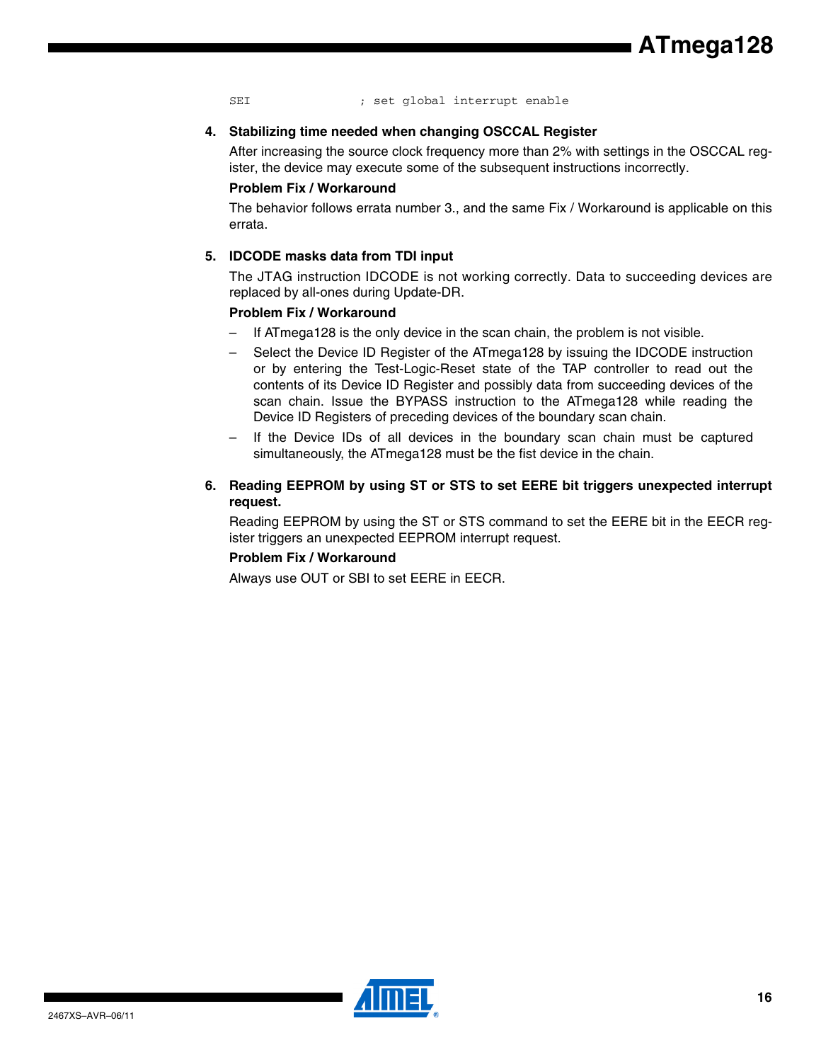```
SEI                ; set global interrupt enable
```

4. **Stabilizing time needed when changing OSCCAL Register**

   After increasing the source clock frequency more than 2% with settings in the OSCCAL register, the device may execute some of the subsequent instructions incorrectly.

   **Problem Fix / Workaround**

   The behavior follows errata number 3., and the same Fix / Workaround is applicable on this errata.

5. **IDCODE masks data from TDI input**

   The JTAG instruction IDCODE is not working correctly. Data to succeeding devices are replaced by all-ones during Update-DR.

   **Problem Fix / Workaround**

   – If ATmega128 is the only device in the scan chain, the problem is not visible.

   – Select the Device ID Register of the ATmega128 by issuing the IDCODE instruction or by entering the Test-Logic-Reset state of the TAP controller to read out the contents of its Device ID Register and possibly data from succeeding devices of the scan chain. Issue the BYPASS instruction to the ATmega128 while reading the Device ID Registers of preceding devices of the boundary scan chain.

   – If the Device IDs of all devices in the boundary scan chain must be captured simultaneously, the ATmega128 must be the fist device in the chain.

6. **Reading EEPROM by using ST or STS to set EERE bit triggers unexpected interrupt request.**

   Reading EEPROM by using the ST or STS command to set the EERE bit in the EECR register triggers an unexpected EEPROM interrupt request.

   **Problem Fix / Workaround**

   Always use OUT or SBI to set EERE in EECR.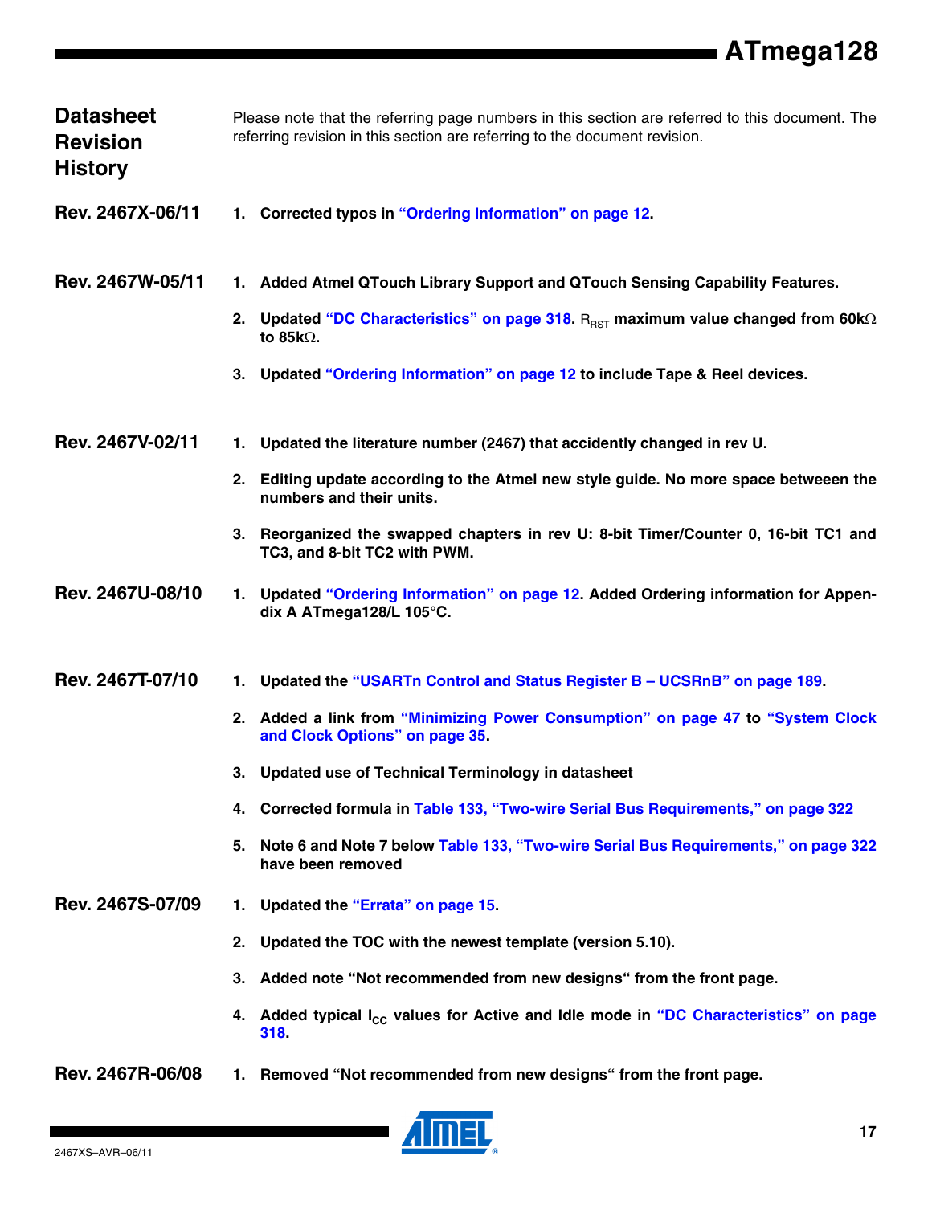## Datasheet Revision History

Please note that the referring page numbers in this section are referred to this document. The referring revision in this section are referring to the document revision.

### Rev. 2467X-06/11

1. **Corrected typos in "Ordering Information" on page 12.**

### Rev. 2467W-05/11

1. **Added Atmel QTouch Library Support and QTouch Sensing Capability Features.**
2. **Updated "DC Characteristics" on page 318.** $R_{RST}$ **maximum value changed from 60kΩ to 85kΩ.**
3. **Updated "Ordering Information" on page 12 to include Tape & Reel devices.**

### Rev. 2467V-02/11

1. **Updated the literature number (2467) that accidently changed in rev U.**
2. **Editing update according to the Atmel new style guide. No more space betweeen the numbers and their units.**
3. **Reorganized the swapped chapters in rev U: 8-bit Timer/Counter 0, 16-bit TC1 and TC3, and 8-bit TC2 with PWM.**

### Rev. 2467U-08/10

1. **Updated "Ordering Information" on page 12. Added Ordering information for Appendix A ATmega128/L 105°C.**

### Rev. 2467T-07/10

1. **Updated the "USARTn Control and Status Register B – UCSRnB" on page 189.**
2. **Added a link from "Minimizing Power Consumption" on page 47 to "System Clock and Clock Options" on page 35.**
3. **Updated use of Technical Terminology in datasheet**
4. **Corrected formula in Table 133, "Two-wire Serial Bus Requirements," on page 322**
5. **Note 6 and Note 7 below Table 133, "Two-wire Serial Bus Requirements," on page 322 have been removed**

### Rev. 2467S-07/09

1. **Updated the "Errata" on page 15.**
2. **Updated the TOC with the newest template (version 5.10).**
3. **Added note "Not recommended from new designs" from the front page.**
4. **Added typical** $I_{CC}$ **values for Active and Idle mode in "DC Characteristics" on page 318.**

### Rev. 2467R-06/08

1. **Removed "Not recommended from new designs" from the front page.**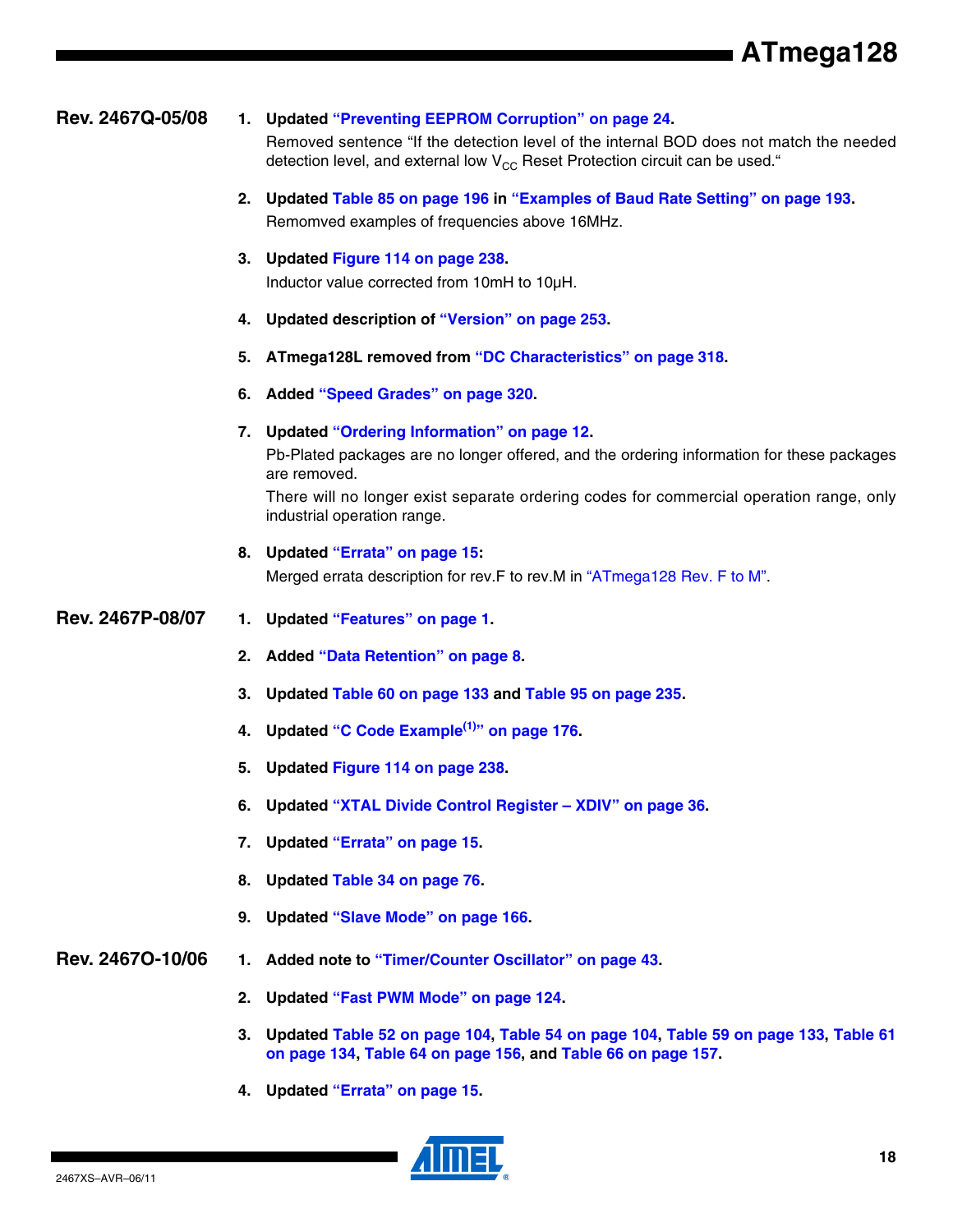## Rev. 2467Q-05/08

1. **Updated "Preventing EEPROM Corruption" on page 24.**

   Removed sentence "If the detection level of the internal BOD does not match the needed detection level, and external low $V_{CC}$ Reset Protection circuit can be used."

2. **Updated Table 85 on page 196 in "Examples of Baud Rate Setting" on page 193.**

   Remomved examples of frequencies above 16MHz.

3. **Updated Figure 114 on page 238.**

   Inductor value corrected from 10mH to 10µH.

4. **Updated description of "Version" on page 253.**

5. **ATmega128L removed from "DC Characteristics" on page 318.**

6. **Added "Speed Grades" on page 320.**

7. **Updated "Ordering Information" on page 12.**

   Pb-Plated packages are no longer offered, and the ordering information for these packages are removed.

   There will no longer exist separate ordering codes for commercial operation range, only industrial operation range.

8. **Updated "Errata" on page 15:**

   Merged errata description for rev.F to rev.M in "ATmega128 Rev. F to M".

## Rev. 2467P-08/07

1. **Updated "Features" on page 1.**
2. **Added "Data Retention" on page 8.**
3. **Updated Table 60 on page 133 and Table 95 on page 235.**
4. **Updated "C Code Example[(1)]" on page 176.**
5. **Updated Figure 114 on page 238.**
6. **Updated "XTAL Divide Control Register – XDIV" on page 36.**
7. **Updated "Errata" on page 15.**
8. **Updated Table 34 on page 76.**
9. **Updated "Slave Mode" on page 166.**

## Rev. 2467O-10/06

1. **Added note to "Timer/Counter Oscillator" on page 43.**
2. **Updated "Fast PWM Mode" on page 124.**
3. **Updated Table 52 on page 104, Table 54 on page 104, Table 59 on page 133, Table 61 on page 134, Table 64 on page 156, and Table 66 on page 157.**
4. **Updated "Errata" on page 15.**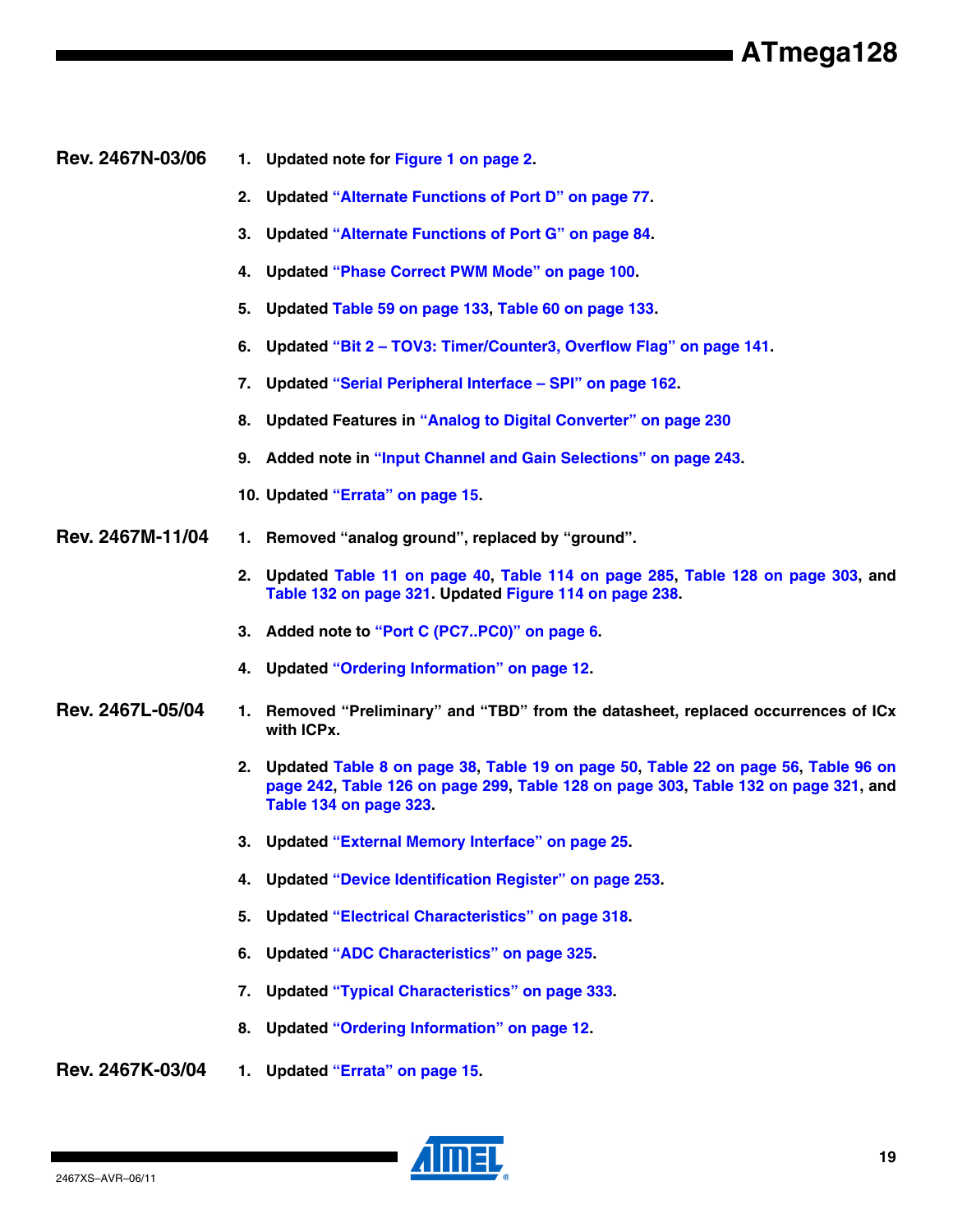## Rev. 2467N-03/06

1. Updated note for Figure 1 on page 2.
2. Updated "Alternate Functions of Port D" on page 77.
3. Updated "Alternate Functions of Port G" on page 84.
4. Updated "Phase Correct PWM Mode" on page 100.
5. Updated Table 59 on page 133, Table 60 on page 133.
6. Updated "Bit 2 – TOV3: Timer/Counter3, Overflow Flag" on page 141.
7. Updated "Serial Peripheral Interface – SPI" on page 162.
8. Updated Features in "Analog to Digital Converter" on page 230
9. Added note in "Input Channel and Gain Selections" on page 243.
10. Updated "Errata" on page 15.

## Rev. 2467M-11/04

1. Removed "analog ground", replaced by "ground".
2. Updated Table 11 on page 40, Table 114 on page 285, Table 128 on page 303, and Table 132 on page 321. Updated Figure 114 on page 238.
3. Added note to "Port C (PC7..PC0)" on page 6.
4. Updated "Ordering Information" on page 12.

## Rev. 2467L-05/04

1. Removed "Preliminary" and "TBD" from the datasheet, replaced occurrences of ICx with ICPx.
2. Updated Table 8 on page 38, Table 19 on page 50, Table 22 on page 56, Table 96 on page 242, Table 126 on page 299, Table 128 on page 303, Table 132 on page 321, and Table 134 on page 323.
3. Updated "External Memory Interface" on page 25.
4. Updated "Device Identification Register" on page 253.
5. Updated "Electrical Characteristics" on page 318.
6. Updated "ADC Characteristics" on page 325.
7. Updated "Typical Characteristics" on page 333.
8. Updated "Ordering Information" on page 12.

## Rev. 2467K-03/04

1. Updated "Errata" on page 15.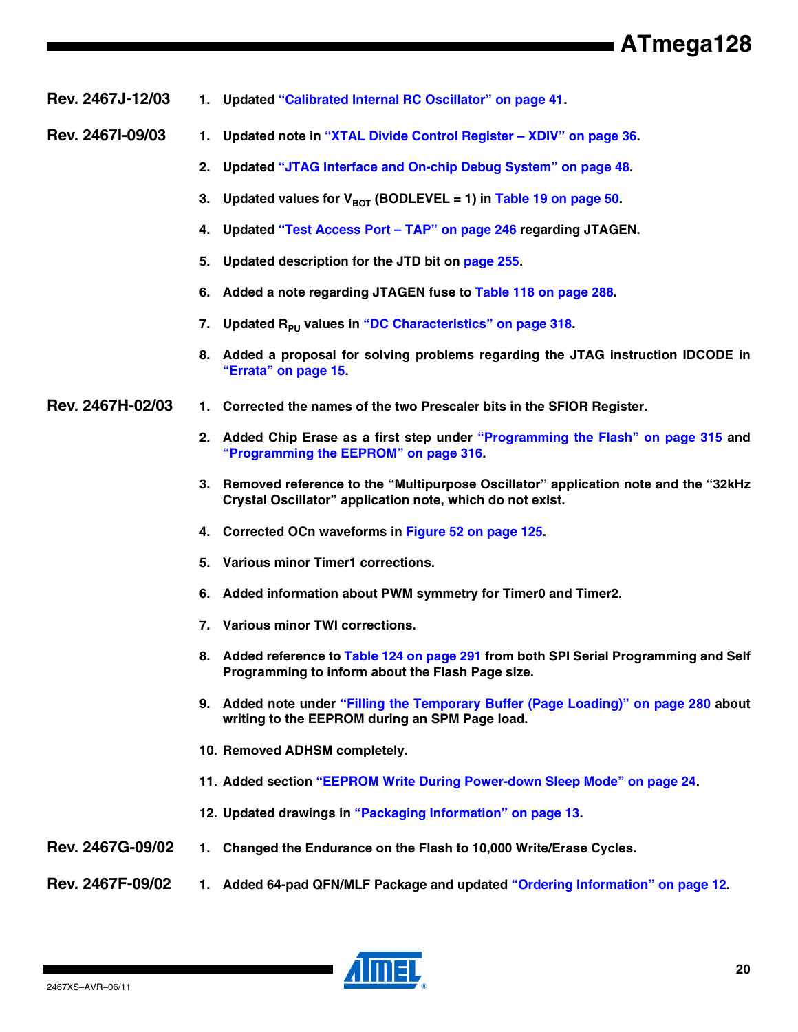### Rev. 2467J-12/03

1. Updated "Calibrated Internal RC Oscillator" on page 41.

### Rev. 2467I-09/03

1. Updated note in "XTAL Divide Control Register – XDIV" on page 36.
2. Updated "JTAG Interface and On-chip Debug System" on page 48.
3. Updated values for $V_{BOT}$ (BODLEVEL = 1) in Table 19 on page 50.
4. Updated "Test Access Port – TAP" on page 246 regarding JTAGEN.
5. Updated description for the JTD bit on page 255.
6. Added a note regarding JTAGEN fuse to Table 118 on page 288.
7. Updated $R_{PU}$ values in "DC Characteristics" on page 318.
8. Added a proposal for solving problems regarding the JTAG instruction IDCODE in "Errata" on page 15.

### Rev. 2467H-02/03

1. Corrected the names of the two Prescaler bits in the SFIOR Register.
2. Added Chip Erase as a first step under "Programming the Flash" on page 315 and "Programming the EEPROM" on page 316.
3. Removed reference to the "Multipurpose Oscillator" application note and the "32kHz Crystal Oscillator" application note, which do not exist.
4. Corrected OCn waveforms in Figure 52 on page 125.
5. Various minor Timer1 corrections.
6. Added information about PWM symmetry for Timer0 and Timer2.
7. Various minor TWI corrections.
8. Added reference to Table 124 on page 291 from both SPI Serial Programming and Self Programming to inform about the Flash Page size.
9. Added note under "Filling the Temporary Buffer (Page Loading)" on page 280 about writing to the EEPROM during an SPM Page load.
10. Removed ADHSM completely.
11. Added section "EEPROM Write During Power-down Sleep Mode" on page 24.
12. Updated drawings in "Packaging Information" on page 13.

### Rev. 2467G-09/02

1. Changed the Endurance on the Flash to 10,000 Write/Erase Cycles.

### Rev. 2467F-09/02

1. Added 64-pad QFN/MLF Package and updated "Ordering Information" on page 12.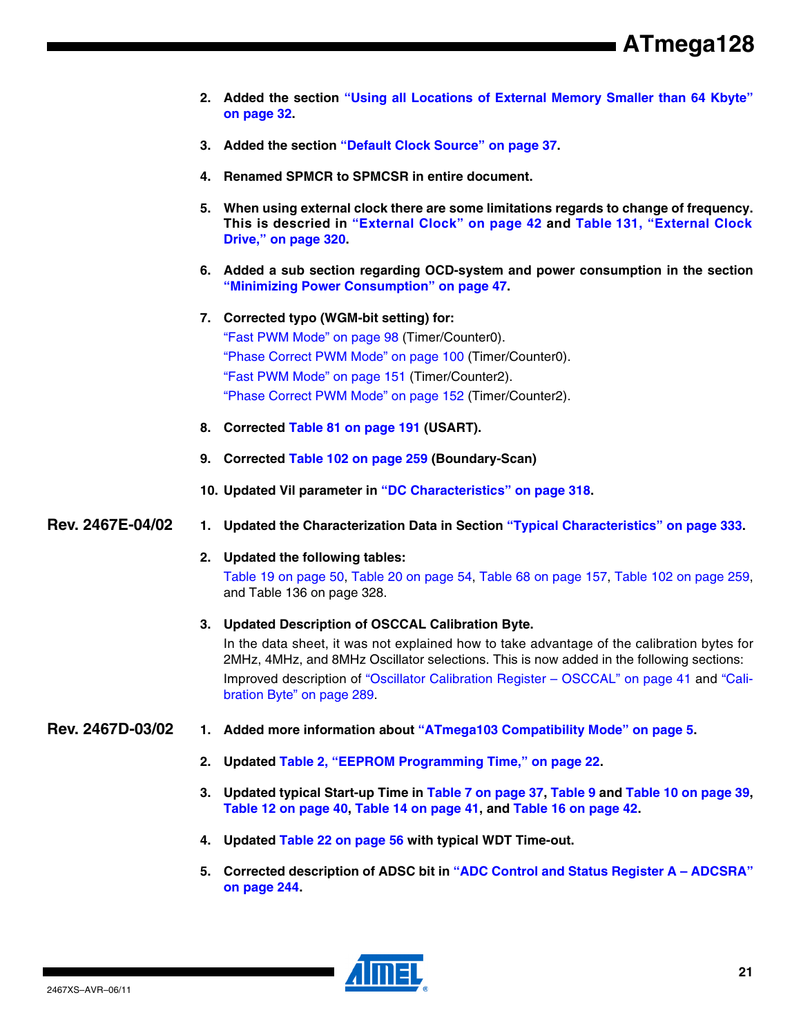2. **Added the section "Using all Locations of External Memory Smaller than 64 Kbyte" on page 32.**

3. **Added the section "Default Clock Source" on page 37.**

4. **Renamed SPMCR to SPMCSR in entire document.**

5. **When using external clock there are some limitations regards to change of frequency. This is descried in "External Clock" on page 42 and Table 131, "External Clock Drive," on page 320.**

6. **Added a sub section regarding OCD-system and power consumption in the section "Minimizing Power Consumption" on page 47.**

7. **Corrected typo (WGM-bit setting) for:**
   "Fast PWM Mode" on page 98 (Timer/Counter0).
   "Phase Correct PWM Mode" on page 100 (Timer/Counter0).
   "Fast PWM Mode" on page 151 (Timer/Counter2).
   "Phase Correct PWM Mode" on page 152 (Timer/Counter2).

8. **Corrected Table 81 on page 191 (USART).**

9. **Corrected Table 102 on page 259 (Boundary-Scan)**

10. **Updated Vil parameter in "DC Characteristics" on page 318.**

## Rev. 2467E-04/02

1. **Updated the Characterization Data in Section "Typical Characteristics" on page 333.**

2. **Updated the following tables:**
   Table 19 on page 50, Table 20 on page 54, Table 68 on page 157, Table 102 on page 259, and Table 136 on page 328.

3. **Updated Description of OSCCAL Calibration Byte.**
   In the data sheet, it was not explained how to take advantage of the calibration bytes for 2MHz, 4MHz, and 8MHz Oscillator selections. This is now added in the following sections:
   Improved description of "Oscillator Calibration Register – OSCCAL" on page 41 and "Calibration Byte" on page 289.

## Rev. 2467D-03/02

1. **Added more information about "ATmega103 Compatibility Mode" on page 5.**

2. **Updated Table 2, "EEPROM Programming Time," on page 22.**

3. **Updated typical Start-up Time in Table 7 on page 37, Table 9 and Table 10 on page 39, Table 12 on page 40, Table 14 on page 41, and Table 16 on page 42.**

4. **Updated Table 22 on page 56 with typical WDT Time-out.**

5. **Corrected description of ADSC bit in "ADC Control and Status Register A – ADCSRA" on page 244.**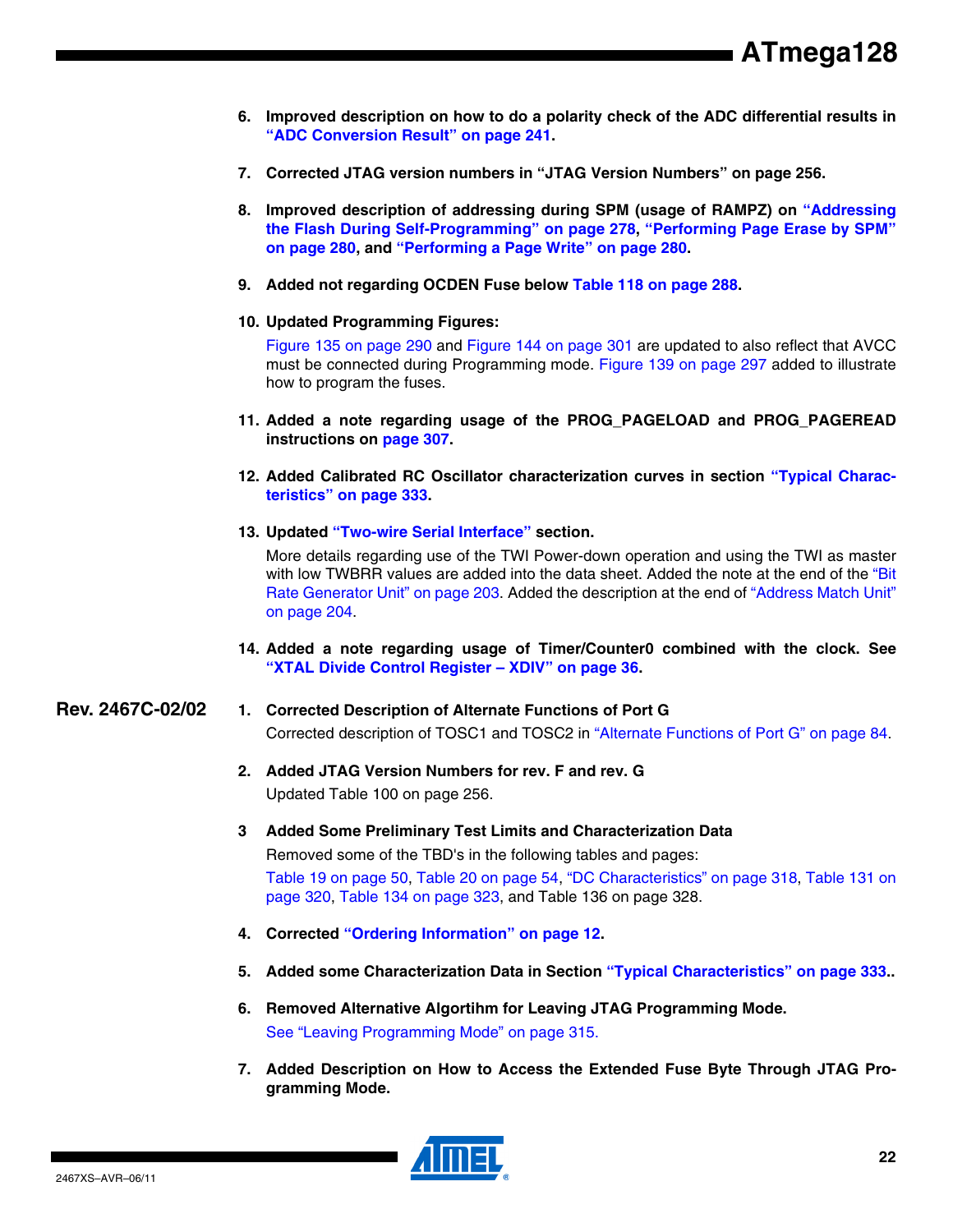6. **Improved description on how to do a polarity check of the ADC differential results in "ADC Conversion Result" on page 241.**

7. **Corrected JTAG version numbers in "JTAG Version Numbers" on page 256.**

8. **Improved description of addressing during SPM (usage of RAMPZ) on "Addressing the Flash During Self-Programming" on page 278, "Performing Page Erase by SPM" on page 280, and "Performing a Page Write" on page 280.**

9. **Added not regarding OCDEN Fuse below Table 118 on page 288.**

10. **Updated Programming Figures:**

    Figure 135 on page 290 and Figure 144 on page 301 are updated to also reflect that AVCC must be connected during Programming mode. Figure 139 on page 297 added to illustrate how to program the fuses.

11. **Added a note regarding usage of the PROG_PAGELOAD and PROG_PAGEREAD instructions on page 307.**

12. **Added Calibrated RC Oscillator characterization curves in section "Typical Characteristics" on page 333.**

13. **Updated "Two-wire Serial Interface" section.**

    More details regarding use of the TWI Power-down operation and using the TWI as master with low TWBRR values are added into the data sheet. Added the note at the end of the "Bit Rate Generator Unit" on page 203. Added the description at the end of "Address Match Unit" on page 204.

14. **Added a note regarding usage of Timer/Counter0 combined with the clock. See "XTAL Divide Control Register – XDIV" on page 36.**

## Rev. 2467C-02/02

1. **Corrected Description of Alternate Functions of Port G**

   Corrected description of TOSC1 and TOSC2 in "Alternate Functions of Port G" on page 84.

2. **Added JTAG Version Numbers for rev. F and rev. G**

   Updated Table 100 on page 256.

3. **Added Some Preliminary Test Limits and Characterization Data**

   Removed some of the TBD's in the following tables and pages:

   Table 19 on page 50, Table 20 on page 54, "DC Characteristics" on page 318, Table 131 on page 320, Table 134 on page 323, and Table 136 on page 328.

4. **Corrected "Ordering Information" on page 12.**

5. **Added some Characterization Data in Section "Typical Characteristics" on page 333..**

6. **Removed Alternative Algortihm for Leaving JTAG Programming Mode.**

   See "Leaving Programming Mode" on page 315.

7. **Added Description on How to Access the Extended Fuse Byte Through JTAG Programming Mode.**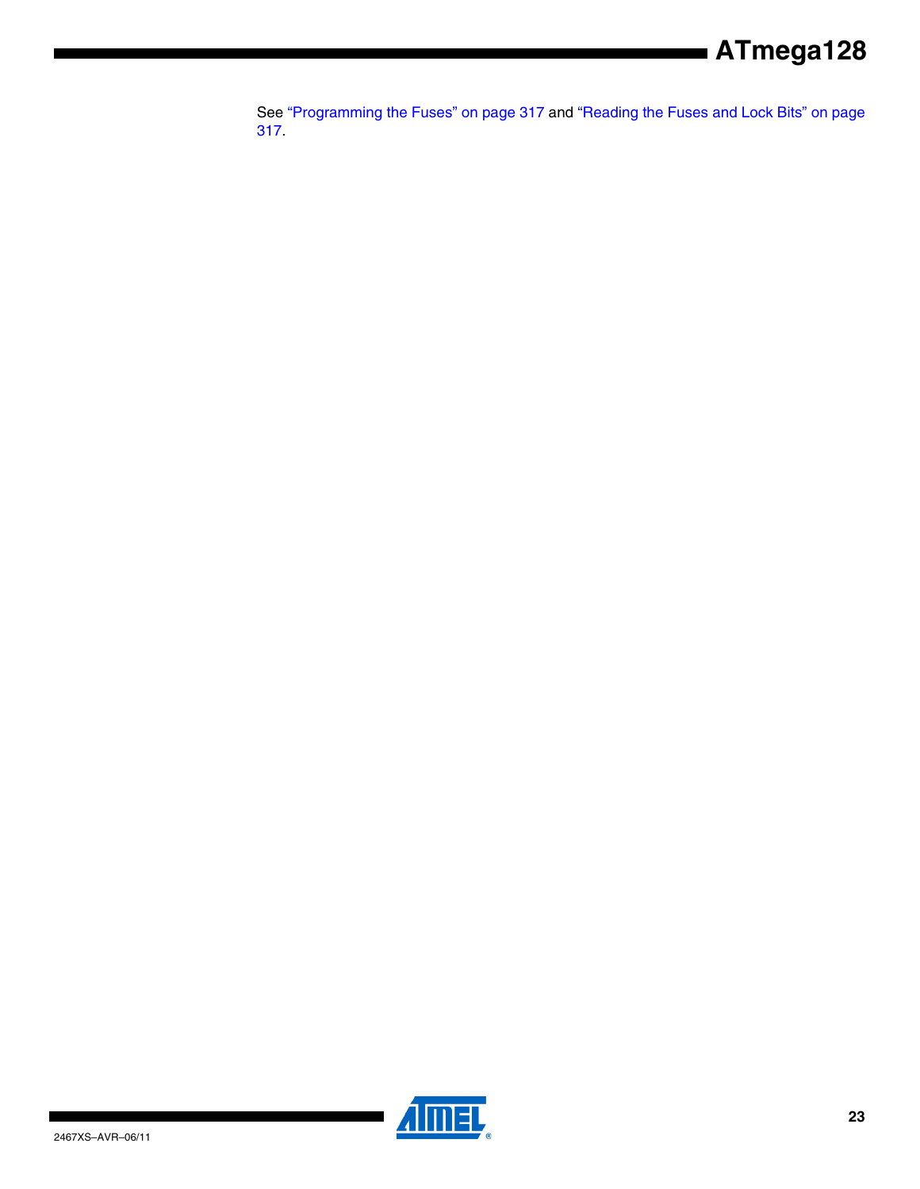See “Programming the Fuses” on page 317 and “Reading the Fuses and Lock Bits” on page 317.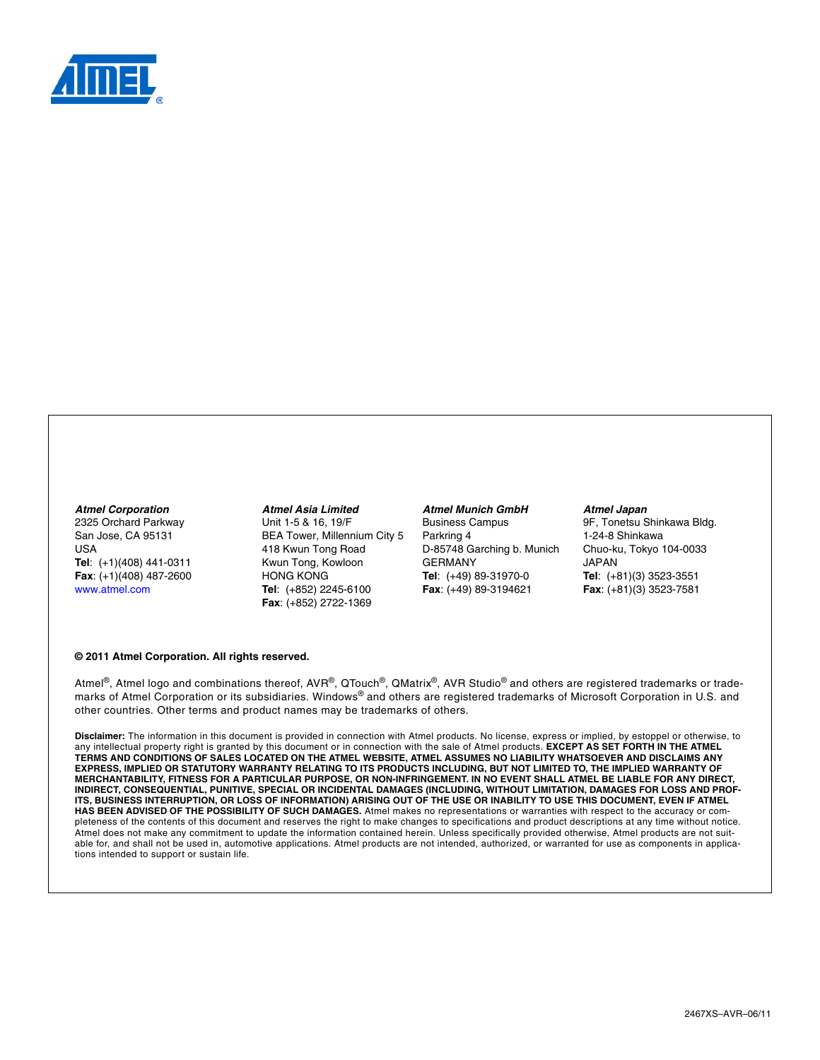***Atmel Corporation***
2325 Orchard Parkway
San Jose, CA 95131
USA
**Tel**: (+1)(408) 441-0311
**Fax**: (+1)(408) 487-2600
www.atmel.com

***Atmel Asia Limited***
Unit 1-5 & 16, 19/F
BEA Tower, Millennium City 5
418 Kwun Tong Road
Kwun Tong, Kowloon
HONG KONG
**Tel**: (+852) 2245-6100
**Fax**: (+852) 2722-1369

***Atmel Munich GmbH***
Business Campus
Parkring 4
D-85748 Garching b. Munich
GERMANY
**Tel**: (+49) 89-31970-0
**Fax**: (+49) 89-3194621

***Atmel Japan***
9F, Tonetsu Shinkawa Bldg.
1-24-8 Shinkawa
Chuo-ku, Tokyo 104-0033
JAPAN
**Tel**: (+81)(3) 3523-3551
**Fax**: (+81)(3) 3523-7581

**© 2011 Atmel Corporation. All rights reserved.**

Atmel®, Atmel logo and combinations thereof, AVR®, QTouch®, QMatrix®, AVR Studio® and others are registered trademarks or trademarks of Atmel Corporation or its subsidiaries. Windows® and others are registered trademarks of Microsoft Corporation in U.S. and other countries. Other terms and product names may be trademarks of others.

**Disclaimer:** The information in this document is provided in connection with Atmel products. No license, express or implied, by estoppel or otherwise, to any intellectual property right is granted by this document or in connection with the sale of Atmel products. **EXCEPT AS SET FORTH IN THE ATMEL TERMS AND CONDITIONS OF SALES LOCATED ON THE ATMEL WEBSITE, ATMEL ASSUMES NO LIABILITY WHATSOEVER AND DISCLAIMS ANY EXPRESS, IMPLIED OR STATUTORY WARRANTY RELATING TO ITS PRODUCTS INCLUDING, BUT NOT LIMITED TO, THE IMPLIED WARRANTY OF MERCHANTABILITY, FITNESS FOR A PARTICULAR PURPOSE, OR NON-INFRINGEMENT. IN NO EVENT SHALL ATMEL BE LIABLE FOR ANY DIRECT, INDIRECT, CONSEQUENTIAL, PUNITIVE, SPECIAL OR INCIDENTAL DAMAGES (INCLUDING, WITHOUT LIMITATION, DAMAGES FOR LOSS AND PROFITS, BUSINESS INTERRUPTION, OR LOSS OF INFORMATION) ARISING OUT OF THE USE OR INABILITY TO USE THIS DOCUMENT, EVEN IF ATMEL HAS BEEN ADVISED OF THE POSSIBILITY OF SUCH DAMAGES.** Atmel makes no representations or warranties with respect to the accuracy or completeness of the contents of this document and reserves the right to make changes to specifications and product descriptions at any time without notice. Atmel does not make any commitment to update the information contained herein. Unless specifically provided otherwise, Atmel products are not suitable for, and shall not be used in, automotive applications. Atmel products are not intended, authorized, or warranted for use as components in applications intended to support or sustain life.

2467XS–AVR–06/11